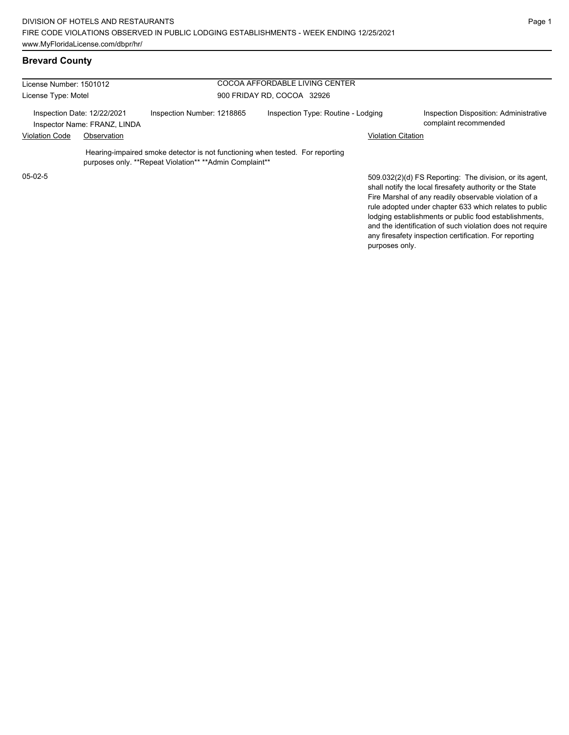DIVISION OF HOTELS AND RESTAURANTS
FIRE CODE VIOLATIONS OBSERVED IN PUBLIC LODGING ESTABLISHMENTS - WEEK ENDING 12/25/2021
www.MyFloridaLicense.com/dbpr/hr/

## Brevard County

License Number: 1501012
License Type: Motel

COCOA AFFORDABLE LIVING CENTER
900 FRIDAY RD, COCOA 32926

Inspection Date: 12/22/2021
Inspector Name: FRANZ, LINDA
Inspection Number: 1218865
Inspection Type: Routine - Lodging
Inspection Disposition: Administrative complaint recommended

| Violation Code | Observation | Violation Citation |
| --- | --- | --- |
| 05-02-5 | Hearing-impaired smoke detector is not functioning when tested. For reporting purposes only. **Repeat Violation** **Admin Complaint** | 509.032(2)(d) FS Reporting: The division, or its agent, shall notify the local firesafety authority or the State Fire Marshal of any readily observable violation of a rule adopted under chapter 633 which relates to public lodging establishments or public food establishments, and the identification of such violation does not require any firesafety inspection certification. For reporting purposes only. |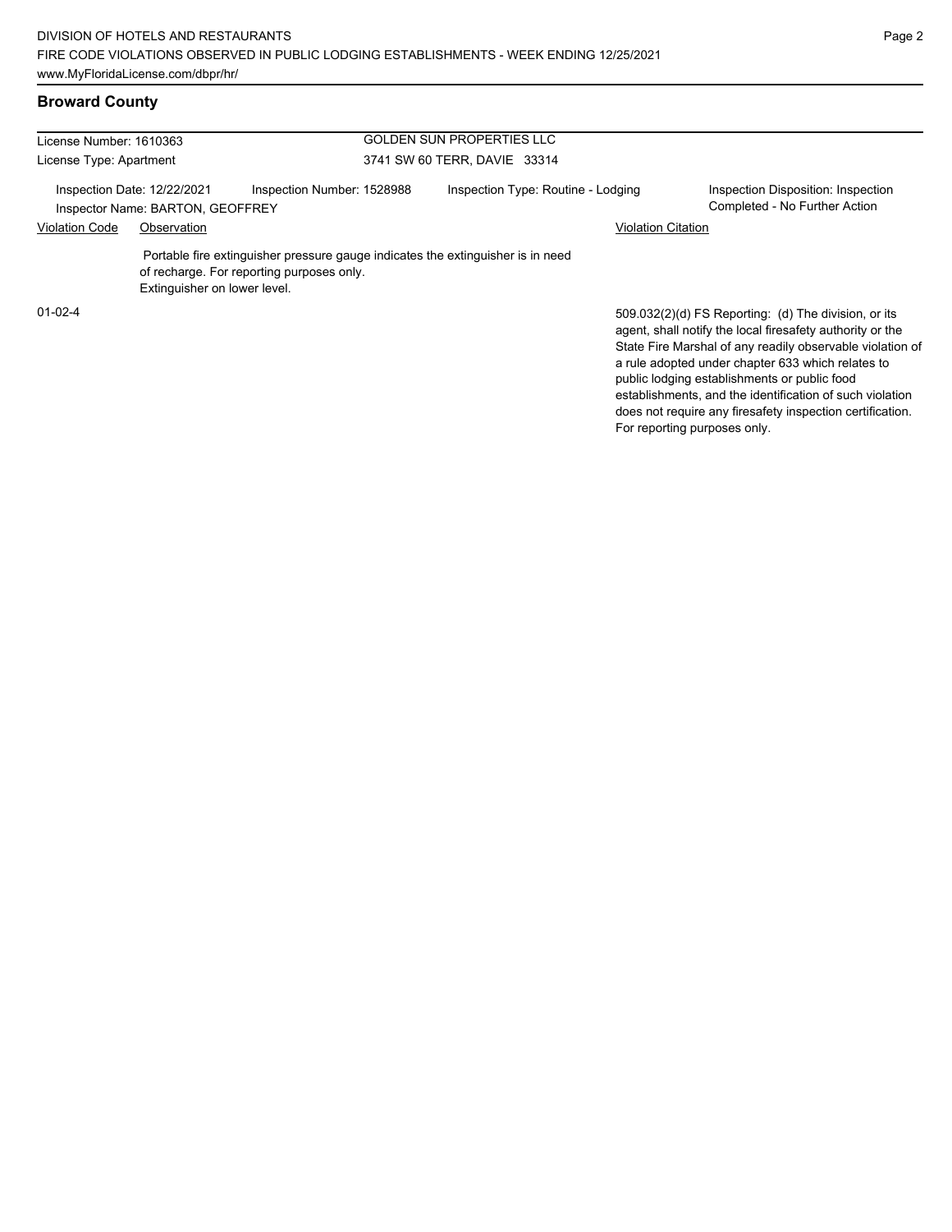## Broward County

License Number: 1610363
License Type: Apartment

GOLDEN SUN PROPERTIES LLC
3741 SW 60 TERR, DAVIE 33314

Inspection Date: 12/22/2021
Inspection Number: 1528988
Inspection Type: Routine - Lodging
Inspection Disposition: Inspection Completed - No Further Action
Inspector Name: BARTON, GEOFFREY

| Violation Code | Observation | Violation Citation |
|---|---|---|
| 01-02-4 | Portable fire extinguisher pressure gauge indicates the extinguisher is in need of recharge. For reporting purposes only. Extinguisher on lower level. | 509.032(2)(d) FS Reporting: (d) The division, or its agent, shall notify the local firesafety authority or the State Fire Marshal of any readily observable violation of a rule adopted under chapter 633 which relates to public lodging establishments or public food establishments, and the identification of such violation does not require any firesafety inspection certification. For reporting purposes only. |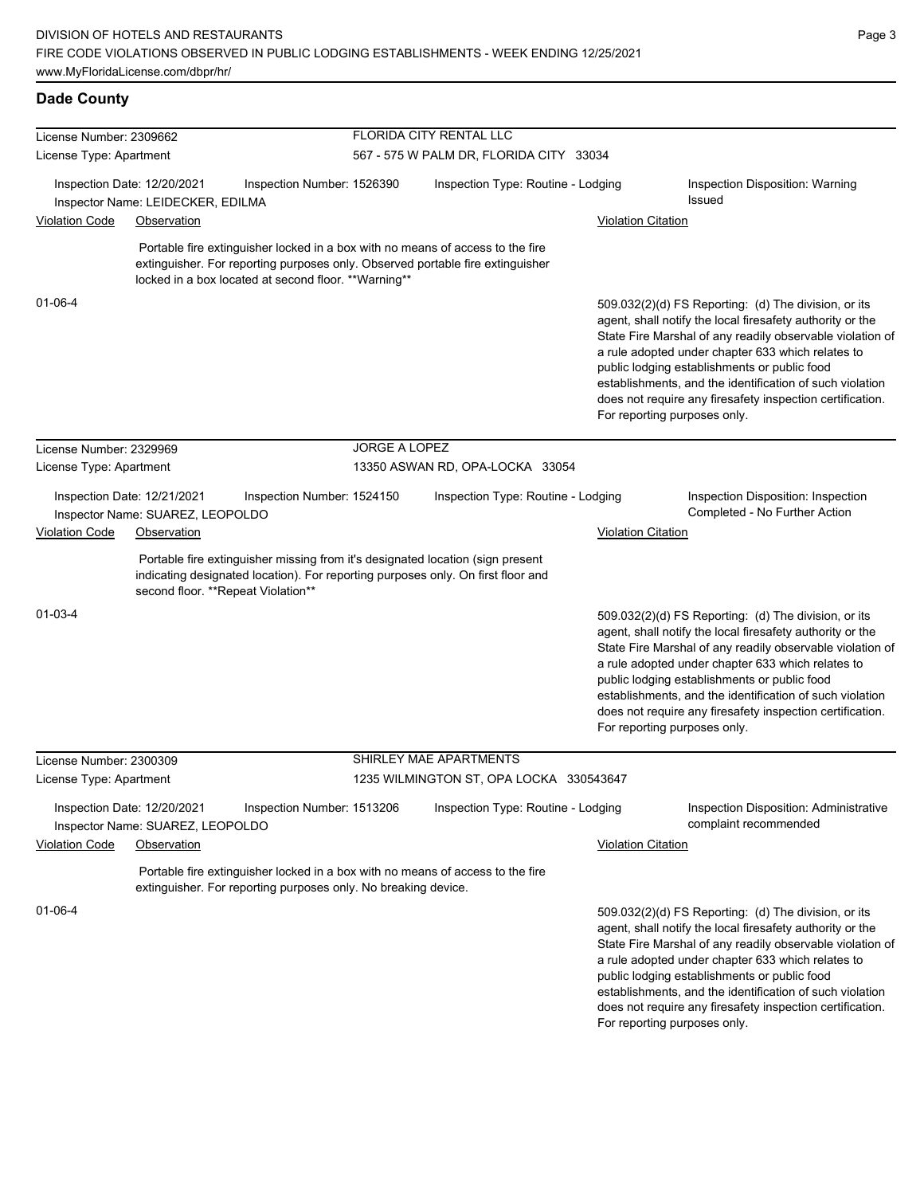## Dade County

**License Number:** 2309662 — **FLORIDA CITY RENTAL LLC**
**License Type:** Apartment — 567 - 575 W PALM DR, FLORIDA CITY 33034

Inspection Date: 12/20/2021 | Inspection Number: 1526390 | Inspection Type: Routine - Lodging | Inspection Disposition: Warning Issued
Inspector Name: LEIDECKER, EDILMA

| Violation Code | Observation | Violation Citation |
| --- | --- | --- |
| 01-06-4 | Portable fire extinguisher locked in a box with no means of access to the fire extinguisher. For reporting purposes only. Observed portable fire extinguisher locked in a box located at second floor. **Warning** | 509.032(2)(d) FS Reporting: (d) The division, or its agent, shall notify the local firesafety authority or the State Fire Marshal of any readily observable violation of a rule adopted under chapter 633 which relates to public lodging establishments or public food establishments, and the identification of such violation does not require any firesafety inspection certification. For reporting purposes only. |

**License Number:** 2329969 — **JORGE A LOPEZ**
**License Type:** Apartment — 13350 ASWAN RD, OPA-LOCKA 33054

Inspection Date: 12/21/2021 | Inspection Number: 1524150 | Inspection Type: Routine - Lodging | Inspection Disposition: Inspection Completed - No Further Action
Inspector Name: SUAREZ, LEOPOLDO

| Violation Code | Observation | Violation Citation |
| --- | --- | --- |
| 01-03-4 | Portable fire extinguisher missing from it's designated location (sign present indicating designated location). For reporting purposes only. On first floor and second floor. **Repeat Violation** | 509.032(2)(d) FS Reporting: (d) The division, or its agent, shall notify the local firesafety authority or the State Fire Marshal of any readily observable violation of a rule adopted under chapter 633 which relates to public lodging establishments or public food establishments, and the identification of such violation does not require any firesafety inspection certification. For reporting purposes only. |

**License Number:** 2300309 — **SHIRLEY MAE APARTMENTS**
**License Type:** Apartment — 1235 WILMINGTON ST, OPA LOCKA 330543647

Inspection Date: 12/20/2021 | Inspection Number: 1513206 | Inspection Type: Routine - Lodging | Inspection Disposition: Administrative complaint recommended
Inspector Name: SUAREZ, LEOPOLDO

| Violation Code | Observation | Violation Citation |
| --- | --- | --- |
| 01-06-4 | Portable fire extinguisher locked in a box with no means of access to the fire extinguisher. For reporting purposes only. No breaking device. | 509.032(2)(d) FS Reporting: (d) The division, or its agent, shall notify the local firesafety authority or the State Fire Marshal of any readily observable violation of a rule adopted under chapter 633 which relates to public lodging establishments or public food establishments, and the identification of such violation does not require any firesafety inspection certification. For reporting purposes only. |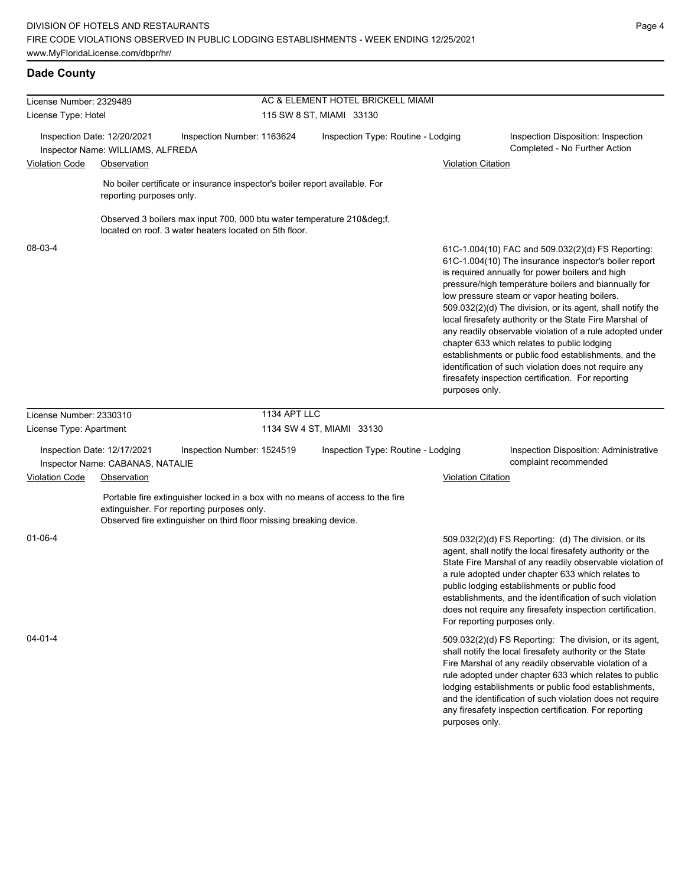## Dade County

License Number: 2329489
License Type: Hotel

AC & ELEMENT HOTEL BRICKELL MIAMI
115 SW 8 ST, MIAMI 33130

Inspection Date: 12/20/2021
Inspector Name: WILLIAMS, ALFREDA
Inspection Number: 1163624
Inspection Type: Routine - Lodging
Inspection Disposition: Inspection Completed - No Further Action

| Violation Code | Observation | Violation Citation |
| --- | --- | --- |
| 08-03-4 | No boiler certificate or insurance inspector's boiler report available. For reporting purposes only.<br><br>Observed 3 boilers max input 700, 000 btu water temperature 210&deg;f, located on roof. 3 water heaters located on 5th floor. | 61C-1.004(10) FAC and 509.032(2)(d) FS Reporting: 61C-1.004(10) The insurance inspector's boiler report is required annually for power boilers and high pressure/high temperature boilers and biannually for low pressure steam or vapor heating boilers. 509.032(2)(d) The division, or its agent, shall notify the local firesafety authority or the State Fire Marshal of any readily observable violation of a rule adopted under chapter 633 which relates to public lodging establishments or public food establishments, and the identification of such violation does not require any firesafety inspection certification. For reporting purposes only. |

License Number: 2330310
License Type: Apartment

1134 APT LLC
1134 SW 4 ST, MIAMI 33130

Inspection Date: 12/17/2021
Inspector Name: CABANAS, NATALIE
Inspection Number: 1524519
Inspection Type: Routine - Lodging
Inspection Disposition: Administrative complaint recommended

| Violation Code | Observation | Violation Citation |
| --- | --- | --- |
| 01-06-4 | Portable fire extinguisher locked in a box with no means of access to the fire extinguisher. For reporting purposes only.<br>Observed fire extinguisher on third floor missing breaking device. | 509.032(2)(d) FS Reporting: (d) The division, or its agent, shall notify the local firesafety authority or the State Fire Marshal of any readily observable violation of a rule adopted under chapter 633 which relates to public lodging establishments or public food establishments, and the identification of such violation does not require any firesafety inspection certification. For reporting purposes only. |
| 04-01-4 | | 509.032(2)(d) FS Reporting: The division, or its agent, shall notify the local firesafety authority or the State Fire Marshal of any readily observable violation of a rule adopted under chapter 633 which relates to public lodging establishments or public food establishments, and the identification of such violation does not require any firesafety inspection certification. For reporting purposes only. |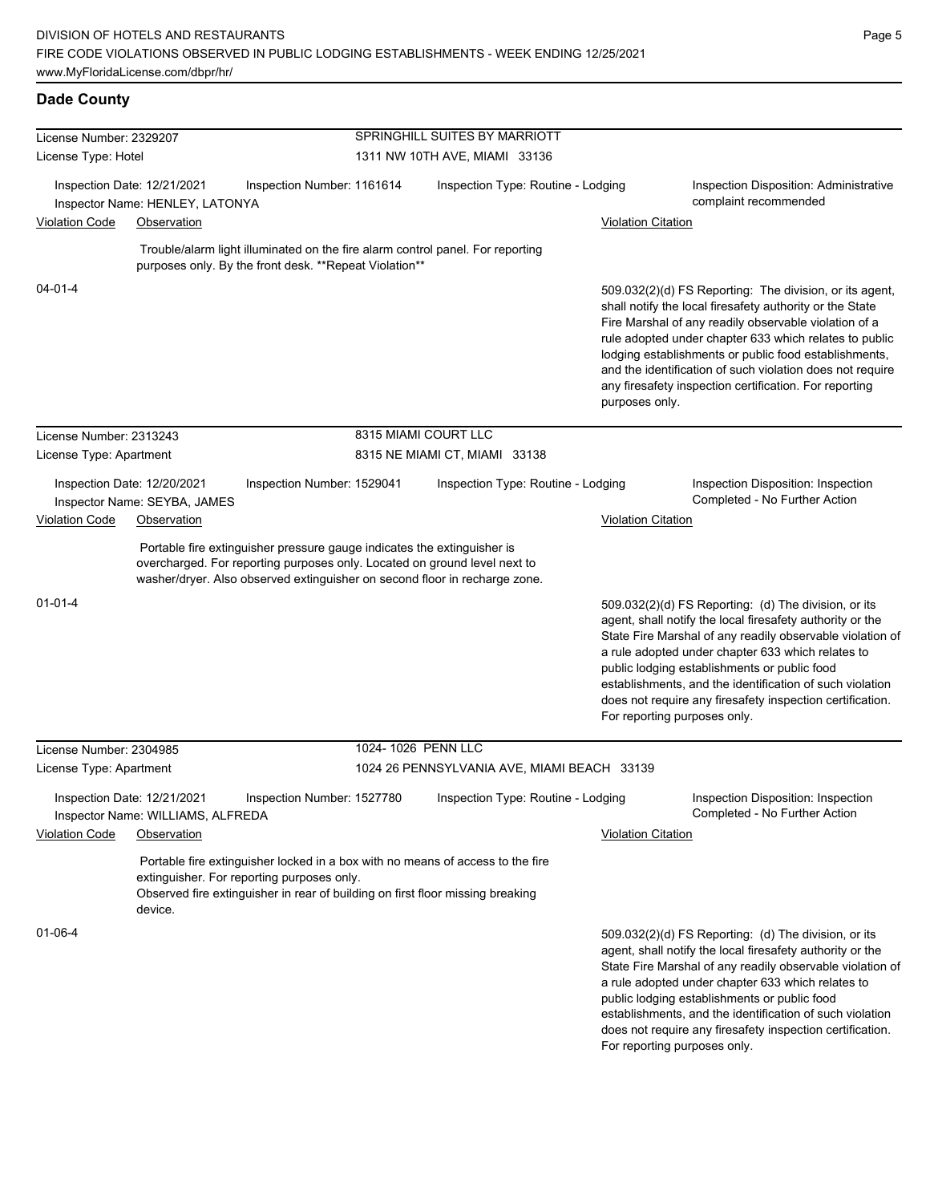## Dade County

License Number: 2329207
License Type: Hotel

SPRINGHILL SUITES BY MARRIOTT
1311 NW 10TH AVE, MIAMI 33136

Inspection Date: 12/21/2021
Inspector Name: HENLEY, LATONYA
Inspection Number: 1161614
Inspection Type: Routine - Lodging
Inspection Disposition: Administrative complaint recommended

| Violation Code | Observation | Violation Citation |
|---|---|---|
| 04-01-4 | Trouble/alarm light illuminated on the fire alarm control panel. For reporting purposes only. By the front desk. **Repeat Violation** | 509.032(2)(d) FS Reporting: The division, or its agent, shall notify the local firesafety authority or the State Fire Marshal of any readily observable violation of a rule adopted under chapter 633 which relates to public lodging establishments or public food establishments, and the identification of such violation does not require any firesafety inspection certification. For reporting purposes only. |

License Number: 2313243
License Type: Apartment

8315 MIAMI COURT LLC
8315 NE MIAMI CT, MIAMI 33138

Inspection Date: 12/20/2021
Inspector Name: SEYBA, JAMES
Inspection Number: 1529041
Inspection Type: Routine - Lodging
Inspection Disposition: Inspection Completed - No Further Action

| Violation Code | Observation | Violation Citation |
|---|---|---|
| 01-01-4 | Portable fire extinguisher pressure gauge indicates the extinguisher is overcharged. For reporting purposes only. Located on ground level next to washer/dryer. Also observed extinguisher on second floor in recharge zone. | 509.032(2)(d) FS Reporting: (d) The division, or its agent, shall notify the local firesafety authority or the State Fire Marshal of any readily observable violation of a rule adopted under chapter 633 which relates to public lodging establishments or public food establishments, and the identification of such violation does not require any firesafety inspection certification. For reporting purposes only. |

License Number: 2304985
License Type: Apartment

1024- 1026 PENN LLC
1024 26 PENNSYLVANIA AVE, MIAMI BEACH 33139

Inspection Date: 12/21/2021
Inspector Name: WILLIAMS, ALFREDA
Inspection Number: 1527780
Inspection Type: Routine - Lodging
Inspection Disposition: Inspection Completed - No Further Action

| Violation Code | Observation | Violation Citation |
|---|---|---|
| 01-06-4 | Portable fire extinguisher locked in a box with no means of access to the fire extinguisher. For reporting purposes only. Observed fire extinguisher in rear of building on first floor missing breaking device. | 509.032(2)(d) FS Reporting: (d) The division, or its agent, shall notify the local firesafety authority or the State Fire Marshal of any readily observable violation of a rule adopted under chapter 633 which relates to public lodging establishments or public food establishments, and the identification of such violation does not require any firesafety inspection certification. For reporting purposes only. |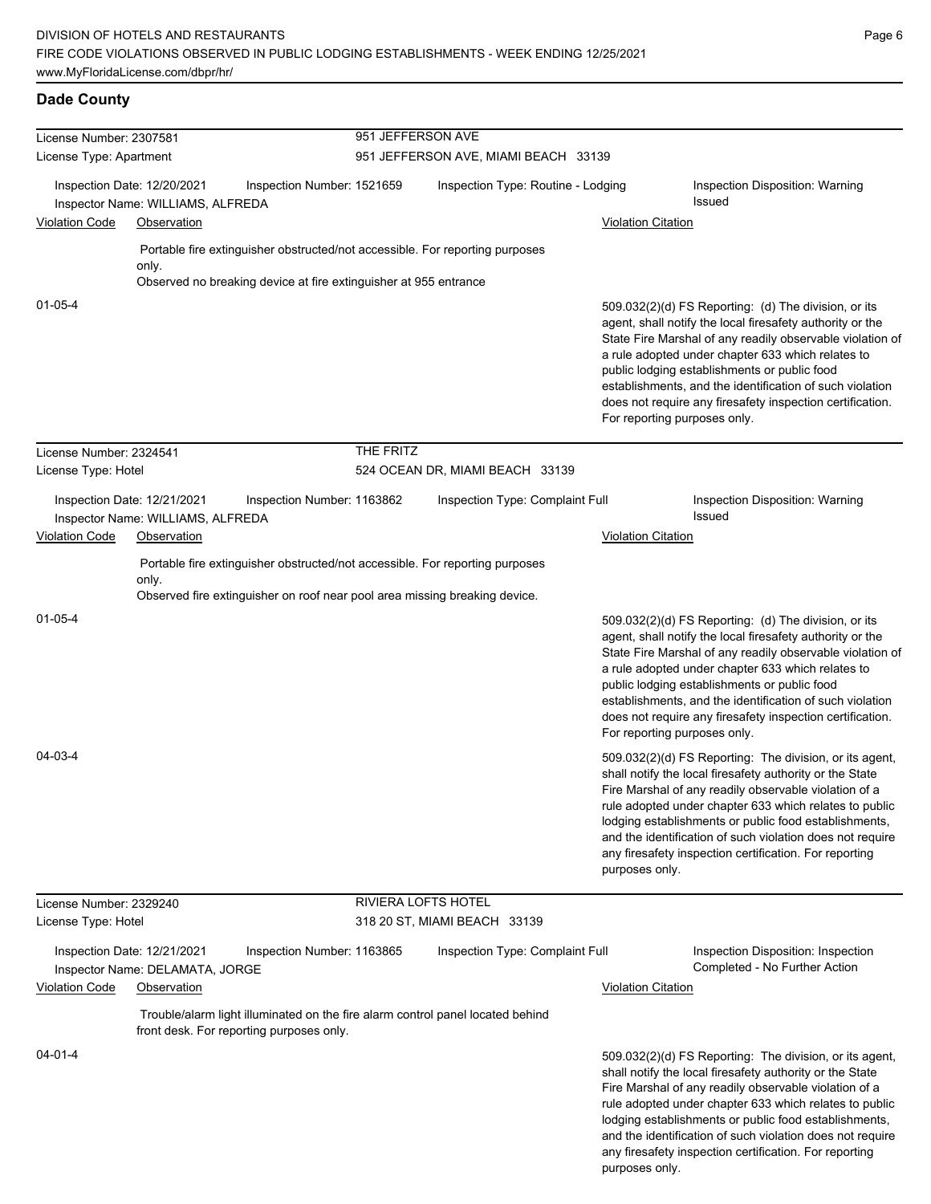## Dade County

**License Number:** 2307581
**License Type:** Apartment

951 JEFFERSON AVE
951 JEFFERSON AVE, MIAMI BEACH 33139

Inspection Date: 12/20/2021 | Inspection Number: 1521659 | Inspection Type: Routine - Lodging | Inspection Disposition: Warning Issued
Inspector Name: WILLIAMS, ALFREDA

| Violation Code | Observation | Violation Citation |
|---|---|---|
| 01-05-4 | Portable fire extinguisher obstructed/not accessible. For reporting purposes only. Observed no breaking device at fire extinguisher at 955 entrance | 509.032(2)(d) FS Reporting: (d) The division, or its agent, shall notify the local firesafety authority or the State Fire Marshal of any readily observable violation of a rule adopted under chapter 633 which relates to public lodging establishments or public food establishments, and the identification of such violation does not require any firesafety inspection certification. For reporting purposes only. |

**License Number:** 2324541
**License Type:** Hotel

THE FRITZ
524 OCEAN DR, MIAMI BEACH 33139

Inspection Date: 12/21/2021 | Inspection Number: 1163862 | Inspection Type: Complaint Full | Inspection Disposition: Warning Issued
Inspector Name: WILLIAMS, ALFREDA

| Violation Code | Observation | Violation Citation |
|---|---|---|
| 01-05-4 | Portable fire extinguisher obstructed/not accessible. For reporting purposes only. Observed fire extinguisher on roof near pool area missing breaking device. | 509.032(2)(d) FS Reporting: (d) The division, or its agent, shall notify the local firesafety authority or the State Fire Marshal of any readily observable violation of a rule adopted under chapter 633 which relates to public lodging establishments or public food establishments, and the identification of such violation does not require any firesafety inspection certification. For reporting purposes only. |
| 04-03-4 | | 509.032(2)(d) FS Reporting: The division, or its agent, shall notify the local firesafety authority or the State Fire Marshal of any readily observable violation of a rule adopted under chapter 633 which relates to public lodging establishments or public food establishments, and the identification of such violation does not require any firesafety inspection certification. For reporting purposes only. |

**License Number:** 2329240
**License Type:** Hotel

RIVIERA LOFTS HOTEL
318 20 ST, MIAMI BEACH 33139

Inspection Date: 12/21/2021 | Inspection Number: 1163865 | Inspection Type: Complaint Full | Inspection Disposition: Inspection Completed - No Further Action
Inspector Name: DELAMATA, JORGE

| Violation Code | Observation | Violation Citation |
|---|---|---|
| 04-01-4 | Trouble/alarm light illuminated on the fire alarm control panel located behind front desk. For reporting purposes only. | 509.032(2)(d) FS Reporting: The division, or its agent, shall notify the local firesafety authority or the State Fire Marshal of any readily observable violation of a rule adopted under chapter 633 which relates to public lodging establishments or public food establishments, and the identification of such violation does not require any firesafety inspection certification. For reporting purposes only. |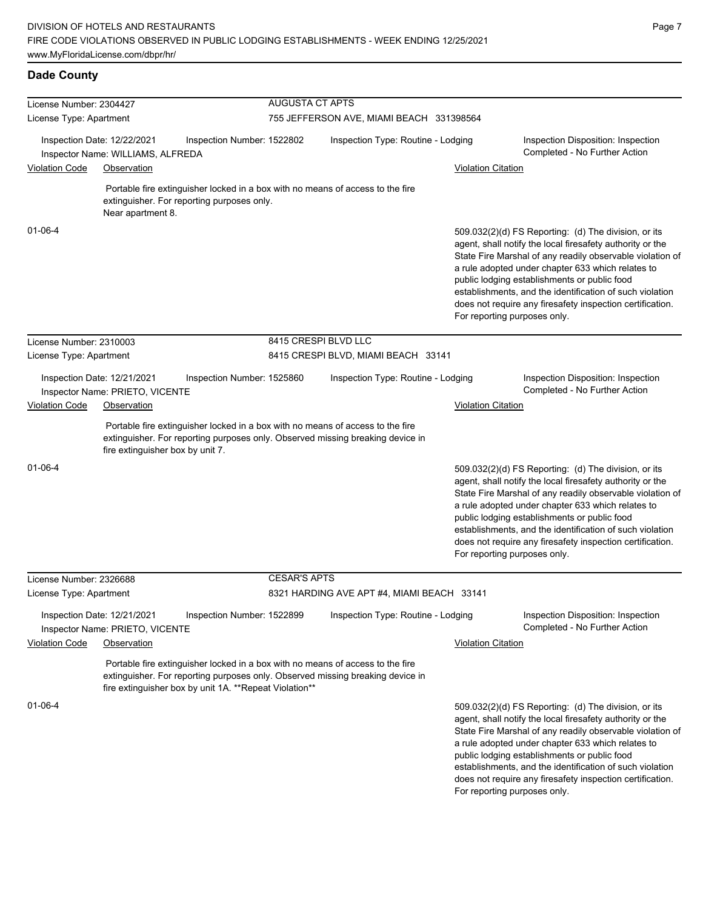## Dade County

| | | | |
|---|---|---|---|
| License Number: 2304427 | AUGUSTA CT APTS | | |
| License Type: Apartment | 755 JEFFERSON AVE, MIAMI BEACH 331398564 | | |
| Inspection Date: 12/22/2021<br>Inspector Name: WILLIAMS, ALFREDA | Inspection Number: 1522802 | Inspection Type: Routine - Lodging | Inspection Disposition: Inspection Completed - No Further Action |
| **Violation Code** | **Observation** | | **Violation Citation** |
| 01-06-4 | Portable fire extinguisher locked in a box with no means of access to the fire extinguisher. For reporting purposes only. Near apartment 8. | | 509.032(2)(d) FS Reporting: (d) The division, or its agent, shall notify the local firesafety authority or the State Fire Marshal of any readily observable violation of a rule adopted under chapter 633 which relates to public lodging establishments or public food establishments, and the identification of such violation does not require any firesafety inspection certification. For reporting purposes only. |

| | | | |
|---|---|---|---|
| License Number: 2310003 | 8415 CRESPI BLVD LLC | | |
| License Type: Apartment | 8415 CRESPI BLVD, MIAMI BEACH 33141 | | |
| Inspection Date: 12/21/2021<br>Inspector Name: PRIETO, VICENTE | Inspection Number: 1525860 | Inspection Type: Routine - Lodging | Inspection Disposition: Inspection Completed - No Further Action |
| **Violation Code** | **Observation** | | **Violation Citation** |
| 01-06-4 | Portable fire extinguisher locked in a box with no means of access to the fire extinguisher. For reporting purposes only. Observed missing breaking device in fire extinguisher box by unit 7. | | 509.032(2)(d) FS Reporting: (d) The division, or its agent, shall notify the local firesafety authority or the State Fire Marshal of any readily observable violation of a rule adopted under chapter 633 which relates to public lodging establishments or public food establishments, and the identification of such violation does not require any firesafety inspection certification. For reporting purposes only. |

| | | | |
|---|---|---|---|
| License Number: 2326688 | CESAR'S APTS | | |
| License Type: Apartment | 8321 HARDING AVE APT #4, MIAMI BEACH 33141 | | |
| Inspection Date: 12/21/2021<br>Inspector Name: PRIETO, VICENTE | Inspection Number: 1522899 | Inspection Type: Routine - Lodging | Inspection Disposition: Inspection Completed - No Further Action |
| **Violation Code** | **Observation** | | **Violation Citation** |
| 01-06-4 | Portable fire extinguisher locked in a box with no means of access to the fire extinguisher. For reporting purposes only. Observed missing breaking device in fire extinguisher box by unit 1A. **Repeat Violation** | | 509.032(2)(d) FS Reporting: (d) The division, or its agent, shall notify the local firesafety authority or the State Fire Marshal of any readily observable violation of a rule adopted under chapter 633 which relates to public lodging establishments or public food establishments, and the identification of such violation does not require any firesafety inspection certification. For reporting purposes only. |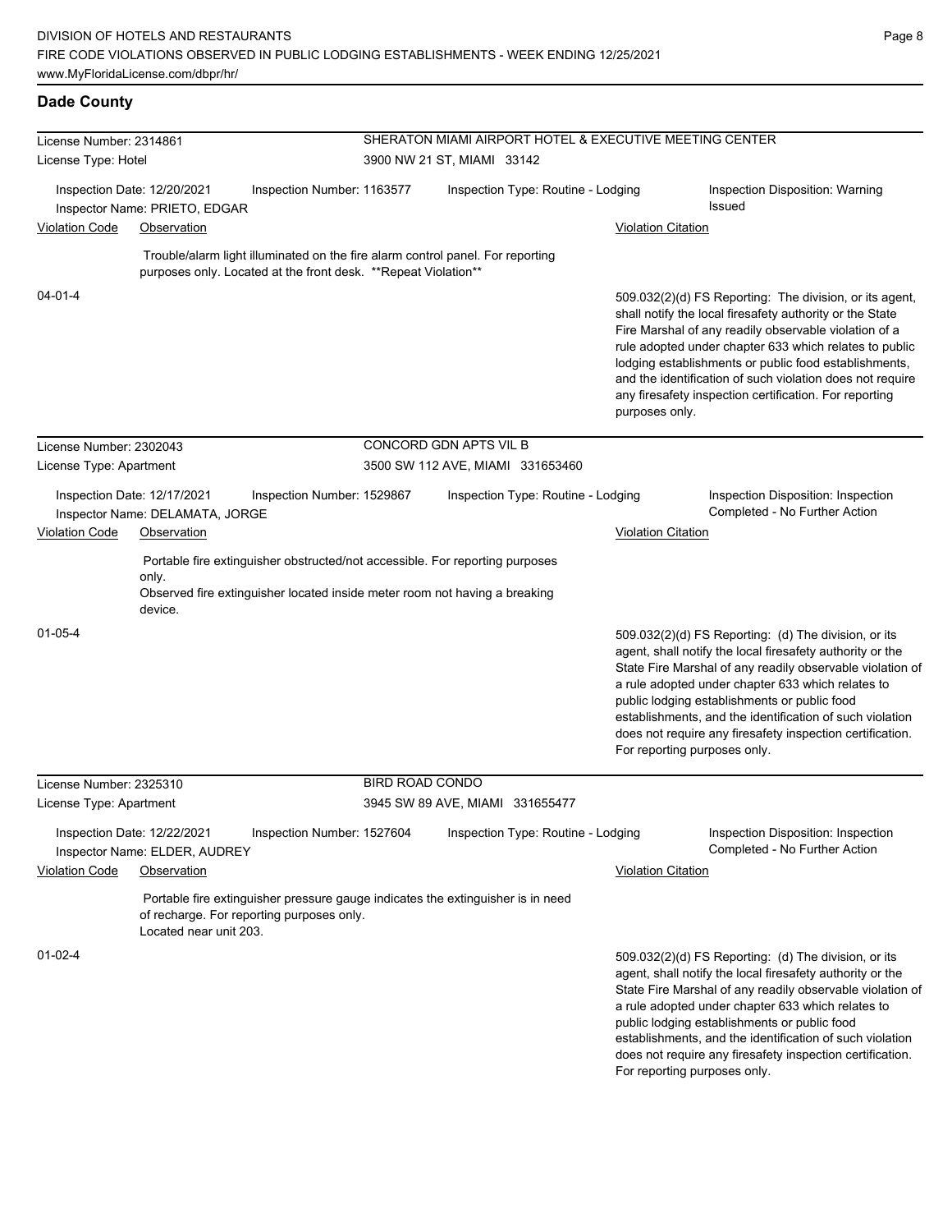## Dade County

**License Number:** 2314861 — **SHERATON MIAMI AIRPORT HOTEL & EXECUTIVE MEETING CENTER**
**License Type:** Hotel — 3900 NW 21 ST, MIAMI 33142

Inspection Date: 12/20/2021 | Inspection Number: 1163577 | Inspection Type: Routine - Lodging | Inspection Disposition: Warning Issued
Inspector Name: PRIETO, EDGAR

| Violation Code | Observation | Violation Citation |
|---|---|---|
| 04-01-4 | Trouble/alarm light illuminated on the fire alarm control panel. For reporting purposes only. Located at the front desk. **Repeat Violation** | 509.032(2)(d) FS Reporting: The division, or its agent, shall notify the local firesafety authority or the State Fire Marshal of any readily observable violation of a rule adopted under chapter 633 which relates to public lodging establishments or public food establishments, and the identification of such violation does not require any firesafety inspection certification. For reporting purposes only. |

**License Number:** 2302043 — **CONCORD GDN APTS VIL B**
**License Type:** Apartment — 3500 SW 112 AVE, MIAMI 331653460

Inspection Date: 12/17/2021 | Inspection Number: 1529867 | Inspection Type: Routine - Lodging | Inspection Disposition: Inspection Completed - No Further Action
Inspector Name: DELAMATA, JORGE

| Violation Code | Observation | Violation Citation |
|---|---|---|
| 01-05-4 | Portable fire extinguisher obstructed/not accessible. For reporting purposes only. Observed fire extinguisher located inside meter room not having a breaking device. | 509.032(2)(d) FS Reporting: (d) The division, or its agent, shall notify the local firesafety authority or the State Fire Marshal of any readily observable violation of a rule adopted under chapter 633 which relates to public lodging establishments or public food establishments, and the identification of such violation does not require any firesafety inspection certification. For reporting purposes only. |

**License Number:** 2325310 — **BIRD ROAD CONDO**
**License Type:** Apartment — 3945 SW 89 AVE, MIAMI 331655477

Inspection Date: 12/22/2021 | Inspection Number: 1527604 | Inspection Type: Routine - Lodging | Inspection Disposition: Inspection Completed - No Further Action
Inspector Name: ELDER, AUDREY

| Violation Code | Observation | Violation Citation |
|---|---|---|
| 01-02-4 | Portable fire extinguisher pressure gauge indicates the extinguisher is in need of recharge. For reporting purposes only. Located near unit 203. | 509.032(2)(d) FS Reporting: (d) The division, or its agent, shall notify the local firesafety authority or the State Fire Marshal of any readily observable violation of a rule adopted under chapter 633 which relates to public lodging establishments or public food establishments, and the identification of such violation does not require any firesafety inspection certification. For reporting purposes only. |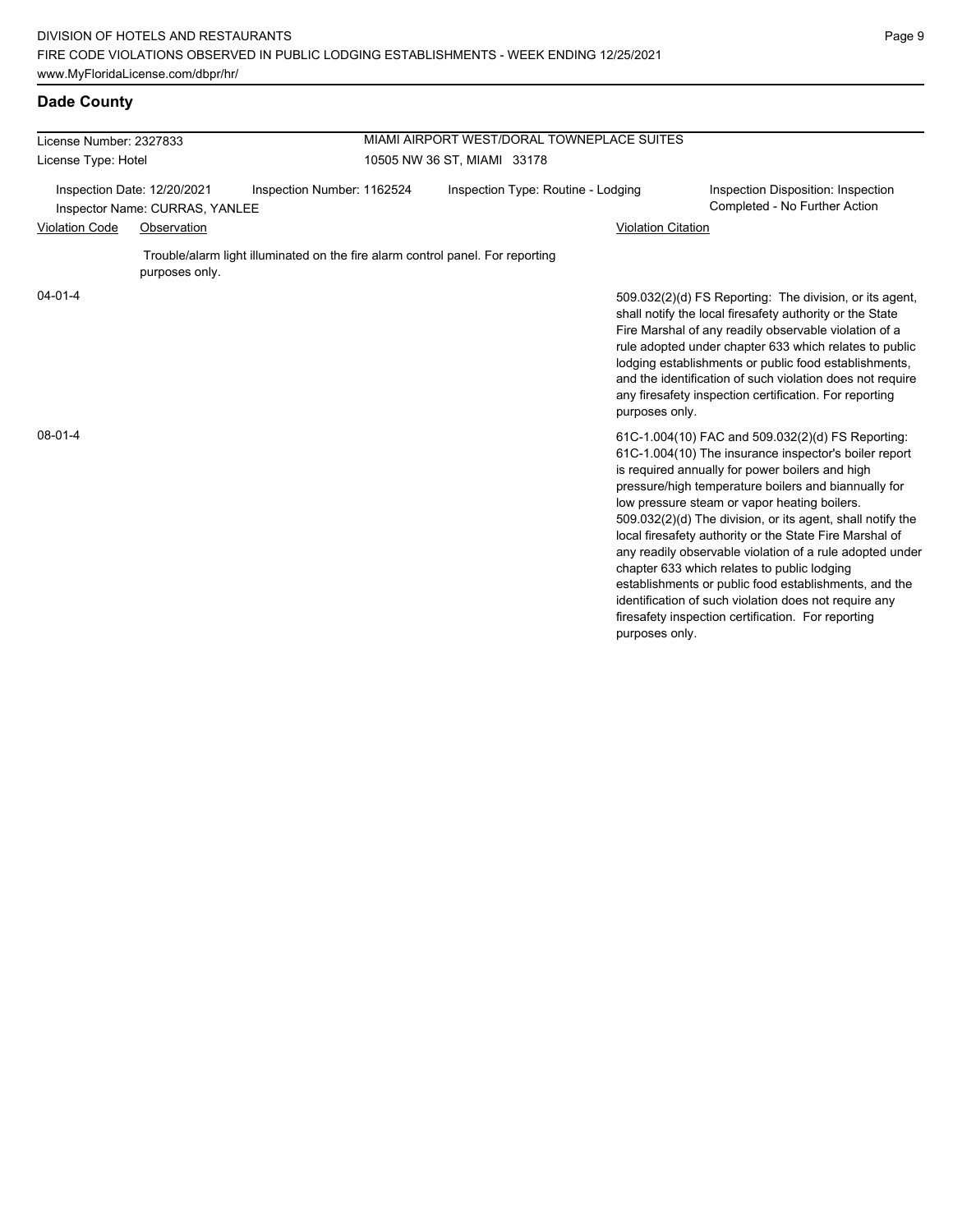## Dade County

| License Number: 2327833 | | MIAMI AIRPORT WEST/DORAL TOWNEPLACE SUITES | |
|---|---|---|---|
| License Type: Hotel | | 10505 NW 36 ST, MIAMI 33178 | |
| Inspection Date: 12/20/2021 | Inspection Number: 1162524 | Inspection Type: Routine - Lodging | Inspection Disposition: Inspection Completed - No Further Action |
| Inspector Name: CURRAS, YANLEE | | | |

| Violation Code | Observation | Violation Citation |
|---|---|---|
| | Trouble/alarm light illuminated on the fire alarm control panel. For reporting purposes only. | |
| 04-01-4 | | 509.032(2)(d) FS Reporting: The division, or its agent, shall notify the local firesafety authority or the State Fire Marshal of any readily observable violation of a rule adopted under chapter 633 which relates to public lodging establishments or public food establishments, and the identification of such violation does not require any firesafety inspection certification. For reporting purposes only. |
| 08-01-4 | | 61C-1.004(10) FAC and 509.032(2)(d) FS Reporting: 61C-1.004(10) The insurance inspector's boiler report is required annually for power boilers and high pressure/high temperature boilers and biannually for low pressure steam or vapor heating boilers. 509.032(2)(d) The division, or its agent, shall notify the local firesafety authority or the State Fire Marshal of any readily observable violation of a rule adopted under chapter 633 which relates to public lodging establishments or public food establishments, and the identification of such violation does not require any firesafety inspection certification. For reporting purposes only. |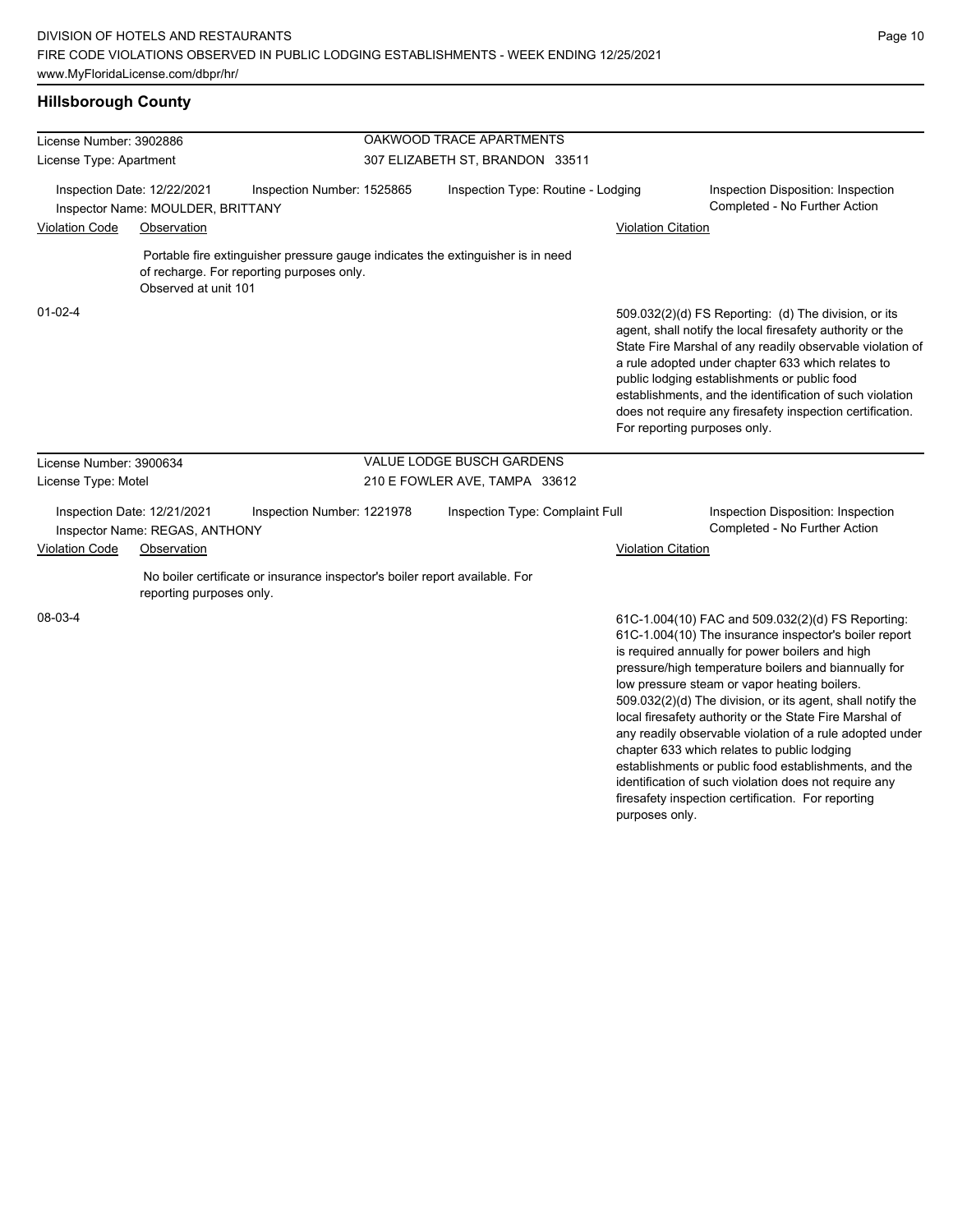## Hillsborough County

**License Number:** 3902886
**License Type:** Apartment

OAKWOOD TRACE APARTMENTS
307 ELIZABETH ST, BRANDON 33511

Inspection Date: 12/22/2021
Inspector Name: MOULDER, BRITTANY
Inspection Number: 1525865
Inspection Type: Routine - Lodging
Inspection Disposition: Inspection Completed - No Further Action

| Violation Code | Observation | Violation Citation |
| --- | --- | --- |
| 01-02-4 | Portable fire extinguisher pressure gauge indicates the extinguisher is in need of recharge. For reporting purposes only. Observed at unit 101 | 509.032(2)(d) FS Reporting: (d) The division, or its agent, shall notify the local firesafety authority or the State Fire Marshal of any readily observable violation of a rule adopted under chapter 633 which relates to public lodging establishments or public food establishments, and the identification of such violation does not require any firesafety inspection certification. For reporting purposes only. |

**License Number:** 3900634
**License Type:** Motel

VALUE LODGE BUSCH GARDENS
210 E FOWLER AVE, TAMPA 33612

Inspection Date: 12/21/2021
Inspector Name: REGAS, ANTHONY
Inspection Number: 1221978
Inspection Type: Complaint Full
Inspection Disposition: Inspection Completed - No Further Action

| Violation Code | Observation | Violation Citation |
| --- | --- | --- |
| 08-03-4 | No boiler certificate or insurance inspector's boiler report available. For reporting purposes only. | 61C-1.004(10) FAC and 509.032(2)(d) FS Reporting: 61C-1.004(10) The insurance inspector's boiler report is required annually for power boilers and high pressure/high temperature boilers and biannually for low pressure steam or vapor heating boilers. 509.032(2)(d) The division, or its agent, shall notify the local firesafety authority or the State Fire Marshal of any readily observable violation of a rule adopted under chapter 633 which relates to public lodging establishments or public food establishments, and the identification of such violation does not require any firesafety inspection certification. For reporting purposes only. |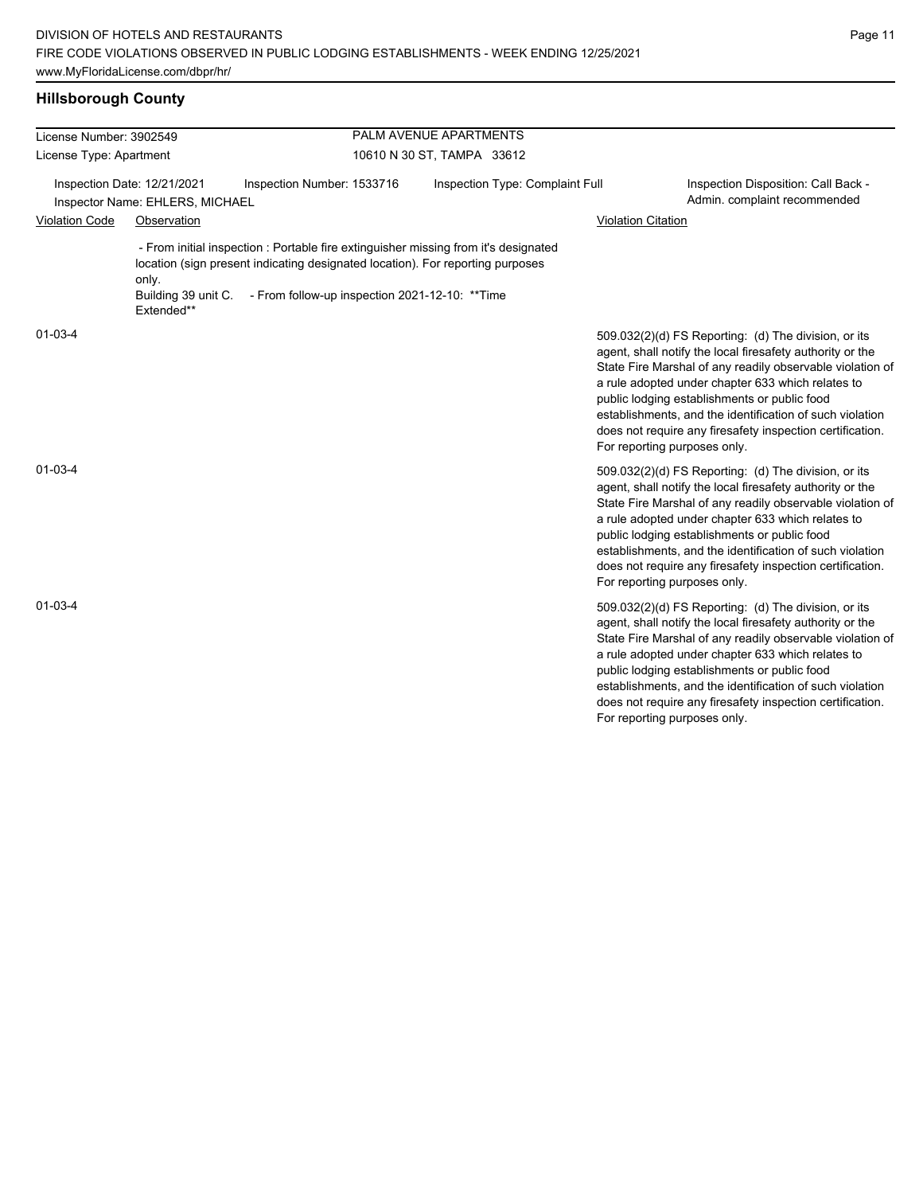## Hillsborough County

| | |
|---|---|
| License Number: 3902549 | PALM AVENUE APARTMENTS |
| License Type: Apartment | 10610 N 30 ST, TAMPA 33612 |

Inspection Date: 12/21/2021 | Inspection Number: 1533716 | Inspection Type: Complaint Full | Inspection Disposition: Call Back - Admin. complaint recommended

Inspector Name: EHLERS, MICHAEL

| Violation Code | Observation | Violation Citation |
|---|---|---|
| | - From initial inspection : Portable fire extinguisher missing from it's designated location (sign present indicating designated location). For reporting purposes only. Building 39 unit C. - From follow-up inspection 2021-12-10: **Time Extended** | |
| 01-03-4 | | 509.032(2)(d) FS Reporting: (d) The division, or its agent, shall notify the local firesafety authority or the State Fire Marshal of any readily observable violation of a rule adopted under chapter 633 which relates to public lodging establishments or public food establishments, and the identification of such violation does not require any firesafety inspection certification. For reporting purposes only. |
| 01-03-4 | | 509.032(2)(d) FS Reporting: (d) The division, or its agent, shall notify the local firesafety authority or the State Fire Marshal of any readily observable violation of a rule adopted under chapter 633 which relates to public lodging establishments or public food establishments, and the identification of such violation does not require any firesafety inspection certification. For reporting purposes only. |
| 01-03-4 | | 509.032(2)(d) FS Reporting: (d) The division, or its agent, shall notify the local firesafety authority or the State Fire Marshal of any readily observable violation of a rule adopted under chapter 633 which relates to public lodging establishments or public food establishments, and the identification of such violation does not require any firesafety inspection certification. For reporting purposes only. |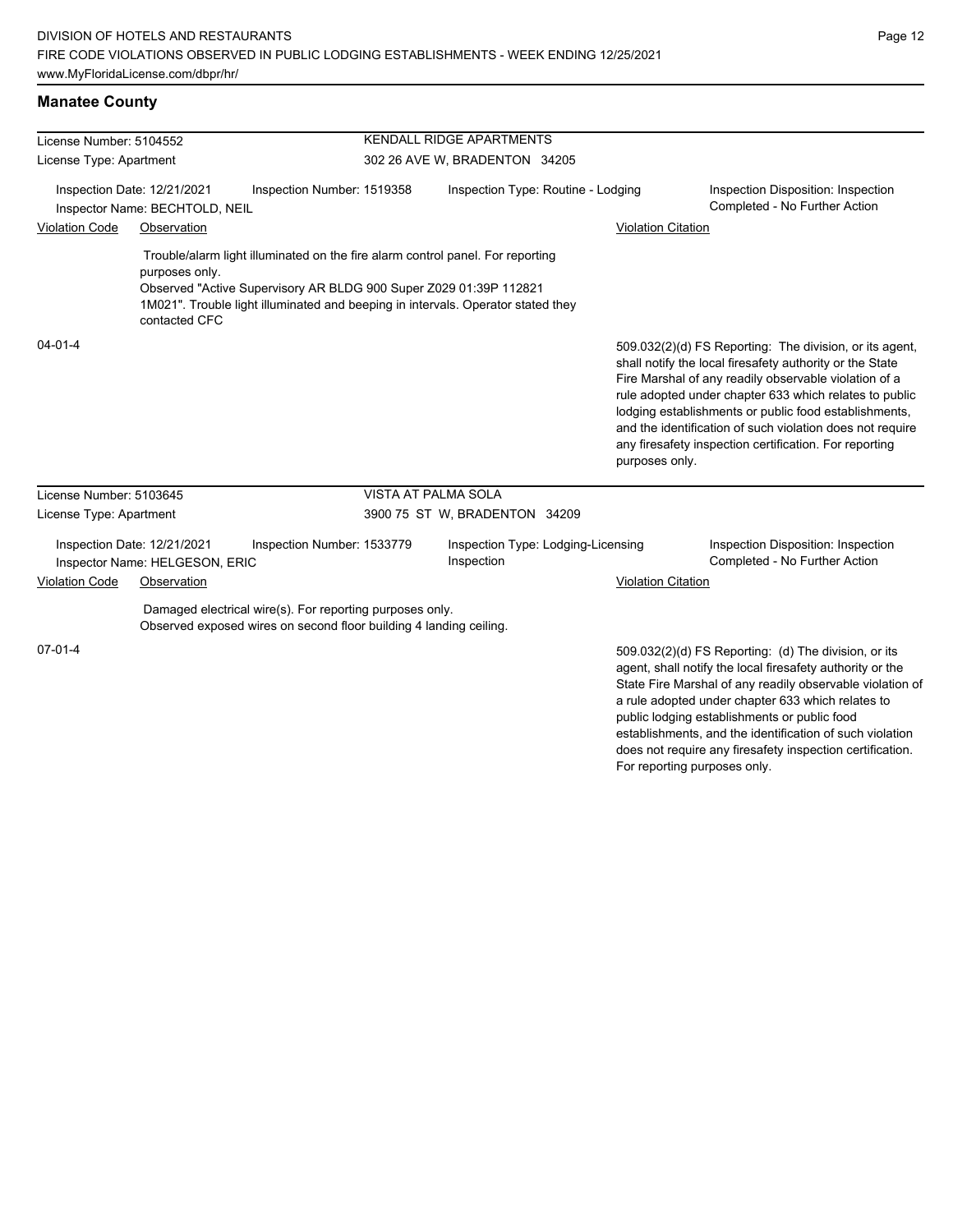## Manatee County

| License Number: 5104552 | KENDALL RIDGE APARTMENTS |
|---|---|
| License Type: Apartment | 302 26 AVE W, BRADENTON 34205 |

Inspection Date: 12/21/2021 | Inspection Number: 1519358 | Inspection Type: Routine - Lodging | Inspection Disposition: Inspection Completed - No Further Action

Inspector Name: BECHTOLD, NEIL

| Violation Code | Observation | Violation Citation |
|---|---|---|
| 04-01-4 | Trouble/alarm light illuminated on the fire alarm control panel. For reporting purposes only. Observed "Active Supervisory AR BLDG 900 Super Z029 01:39P 112821 1M021". Trouble light illuminated and beeping in intervals. Operator stated they contacted CFC | 509.032(2)(d) FS Reporting: The division, or its agent, shall notify the local firesafety authority or the State Fire Marshal of any readily observable violation of a rule adopted under chapter 633 which relates to public lodging establishments or public food establishments, and the identification of such violation does not require any firesafety inspection certification. For reporting purposes only. |

| License Number: 5103645 | VISTA AT PALMA SOLA |
|---|---|
| License Type: Apartment | 3900 75 ST W, BRADENTON 34209 |

Inspection Date: 12/21/2021 | Inspection Number: 1533779 | Inspection Type: Lodging-Licensing Inspection | Inspection Disposition: Inspection Completed - No Further Action

Inspector Name: HELGESON, ERIC

| Violation Code | Observation | Violation Citation |
|---|---|---|
| 07-01-4 | Damaged electrical wire(s). For reporting purposes only. Observed exposed wires on second floor building 4 landing ceiling. | 509.032(2)(d) FS Reporting: (d) The division, or its agent, shall notify the local firesafety authority or the State Fire Marshal of any readily observable violation of a rule adopted under chapter 633 which relates to public lodging establishments or public food establishments, and the identification of such violation does not require any firesafety inspection certification. For reporting purposes only. |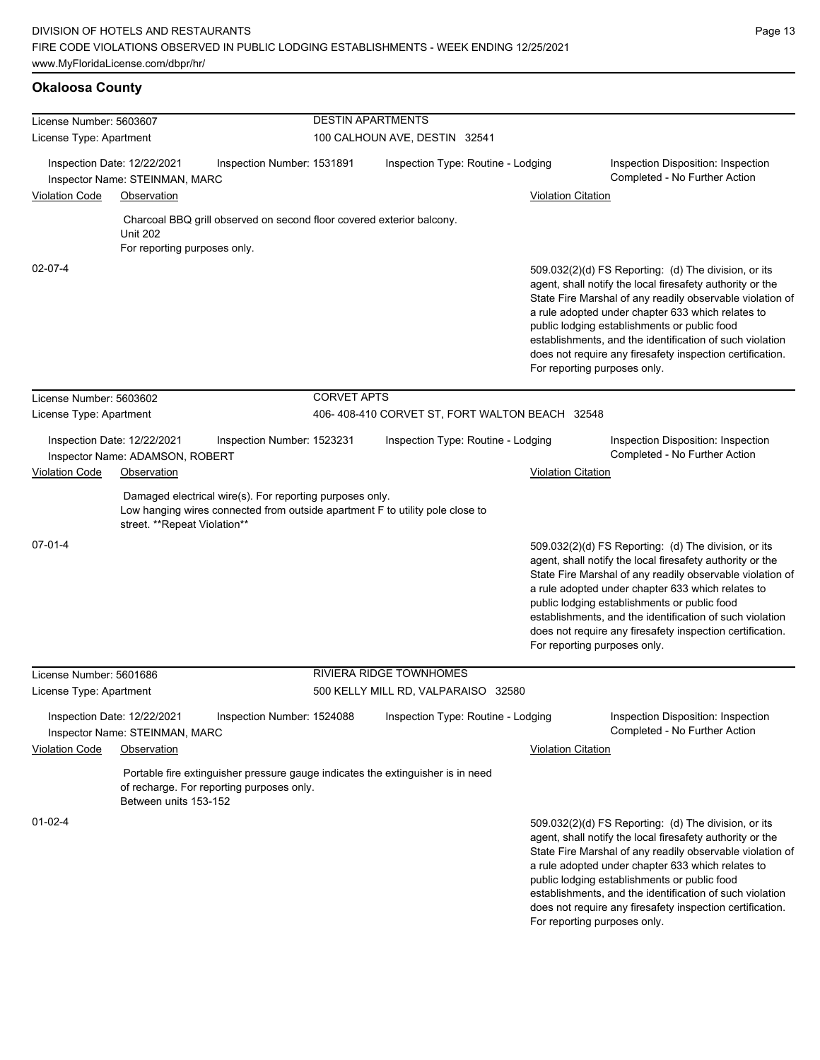## Okaloosa County

**License Number:** 5603607 — **DESTIN APARTMENTS**
**License Type:** Apartment — 100 CALHOUN AVE, DESTIN 32541

Inspection Date: 12/22/2021 | Inspection Number: 1531891 | Inspection Type: Routine - Lodging | Inspection Disposition: Inspection Completed - No Further Action
Inspector Name: STEINMAN, MARC

| Violation Code | Observation | Violation Citation |
| --- | --- | --- |
| 02-07-4 | Charcoal BBQ grill observed on second floor covered exterior balcony. Unit 202 For reporting purposes only. | 509.032(2)(d) FS Reporting: (d) The division, or its agent, shall notify the local firesafety authority or the State Fire Marshal of any readily observable violation of a rule adopted under chapter 633 which relates to public lodging establishments or public food establishments, and the identification of such violation does not require any firesafety inspection certification. For reporting purposes only. |

**License Number:** 5603602 — **CORVET APTS**
**License Type:** Apartment — 406- 408-410 CORVET ST, FORT WALTON BEACH 32548

Inspection Date: 12/22/2021 | Inspection Number: 1523231 | Inspection Type: Routine - Lodging | Inspection Disposition: Inspection Completed - No Further Action
Inspector Name: ADAMSON, ROBERT

| Violation Code | Observation | Violation Citation |
| --- | --- | --- |
| 07-01-4 | Damaged electrical wire(s). For reporting purposes only. Low hanging wires connected from outside apartment F to utility pole close to street. **Repeat Violation** | 509.032(2)(d) FS Reporting: (d) The division, or its agent, shall notify the local firesafety authority or the State Fire Marshal of any readily observable violation of a rule adopted under chapter 633 which relates to public lodging establishments or public food establishments, and the identification of such violation does not require any firesafety inspection certification. For reporting purposes only. |

**License Number:** 5601686 — **RIVIERA RIDGE TOWNHOMES**
**License Type:** Apartment — 500 KELLY MILL RD, VALPARAISO 32580

Inspection Date: 12/22/2021 | Inspection Number: 1524088 | Inspection Type: Routine - Lodging | Inspection Disposition: Inspection Completed - No Further Action
Inspector Name: STEINMAN, MARC

| Violation Code | Observation | Violation Citation |
| --- | --- | --- |
| 01-02-4 | Portable fire extinguisher pressure gauge indicates the extinguisher is in need of recharge. For reporting purposes only. Between units 153-152 | 509.032(2)(d) FS Reporting: (d) The division, or its agent, shall notify the local firesafety authority or the State Fire Marshal of any readily observable violation of a rule adopted under chapter 633 which relates to public lodging establishments or public food establishments, and the identification of such violation does not require any firesafety inspection certification. For reporting purposes only. |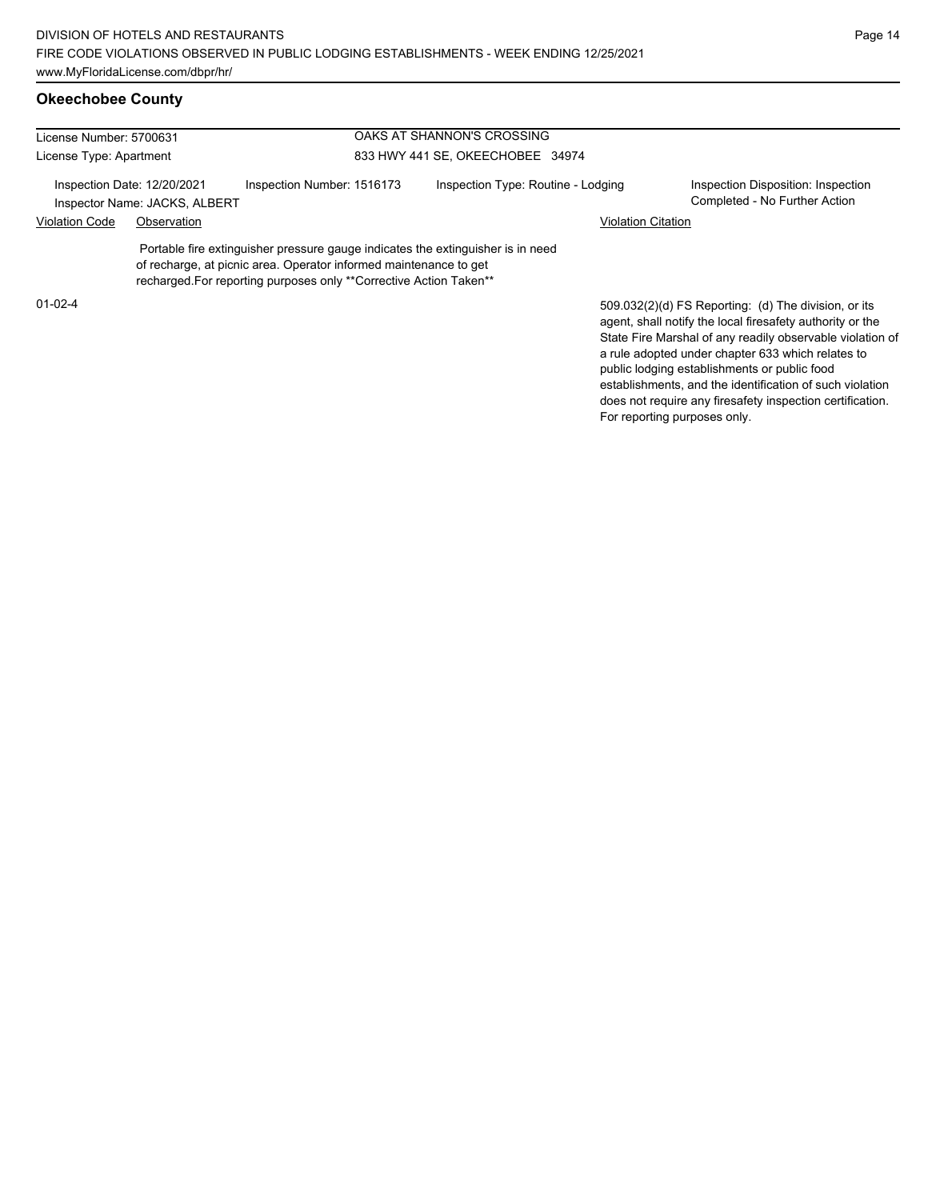## Okeechobee County

License Number: 5700631
License Type: Apartment

OAKS AT SHANNON'S CROSSING
833 HWY 441 SE, OKEECHOBEE 34974

Inspection Date: 12/20/2021
Inspector Name: JACKS, ALBERT
Inspection Number: 1516173
Inspection Type: Routine - Lodging
Inspection Disposition: Inspection Completed - No Further Action

| Violation Code | Observation | Violation Citation |
| --- | --- | --- |
| 01-02-4 | Portable fire extinguisher pressure gauge indicates the extinguisher is in need of recharge, at picnic area. Operator informed maintenance to get recharged.For reporting purposes only **Corrective Action Taken** | 509.032(2)(d) FS Reporting: (d) The division, or its agent, shall notify the local firesafety authority or the State Fire Marshal of any readily observable violation of a rule adopted under chapter 633 which relates to public lodging establishments or public food establishments, and the identification of such violation does not require any firesafety inspection certification. For reporting purposes only. |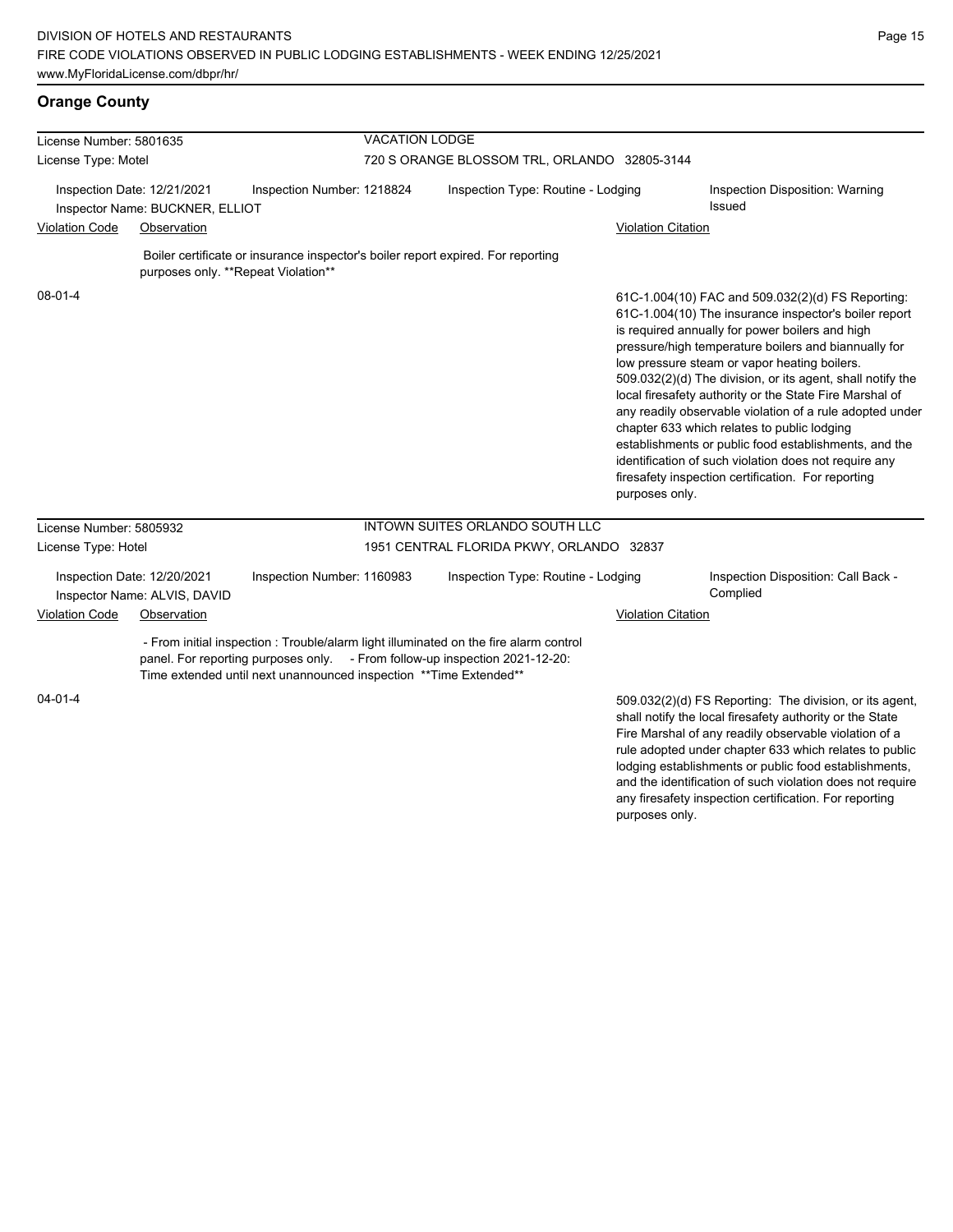## Orange County

| License Number: 5801635 | | VACATION LODGE | |
|---|---|---|---|
| License Type: Motel | | 720 S ORANGE BLOSSOM TRL, ORLANDO 32805-3144 | |
| Inspection Date: 12/21/2021 Inspector Name: BUCKNER, ELLIOT | Inspection Number: 1218824 | Inspection Type: Routine - Lodging | Inspection Disposition: Warning Issued |
| **Violation Code** | **Observation** | | **Violation Citation** |
| 08-01-4 | Boiler certificate or insurance inspector's boiler report expired. For reporting purposes only. **Repeat Violation** | | 61C-1.004(10) FAC and 509.032(2)(d) FS Reporting: 61C-1.004(10) The insurance inspector's boiler report is required annually for power boilers and high pressure/high temperature boilers and biannually for low pressure steam or vapor heating boilers. 509.032(2)(d) The division, or its agent, shall notify the local firesafety authority or the State Fire Marshal of any readily observable violation of a rule adopted under chapter 633 which relates to public lodging establishments or public food establishments, and the identification of such violation does not require any firesafety inspection certification. For reporting purposes only. |

| License Number: 5805932 | | INTOWN SUITES ORLANDO SOUTH LLC | |
|---|---|---|---|
| License Type: Hotel | | 1951 CENTRAL FLORIDA PKWY, ORLANDO 32837 | |
| Inspection Date: 12/20/2021 Inspector Name: ALVIS, DAVID | Inspection Number: 1160983 | Inspection Type: Routine - Lodging | Inspection Disposition: Call Back - Complied |
| **Violation Code** | **Observation** | | **Violation Citation** |
| 04-01-4 | - From initial inspection : Trouble/alarm light illuminated on the fire alarm control panel. For reporting purposes only. - From follow-up inspection 2021-12-20: Time extended until next unannounced inspection **Time Extended** | | 509.032(2)(d) FS Reporting: The division, or its agent, shall notify the local firesafety authority or the State Fire Marshal of any readily observable violation of a rule adopted under chapter 633 which relates to public lodging establishments or public food establishments, and the identification of such violation does not require any firesafety inspection certification. For reporting purposes only. |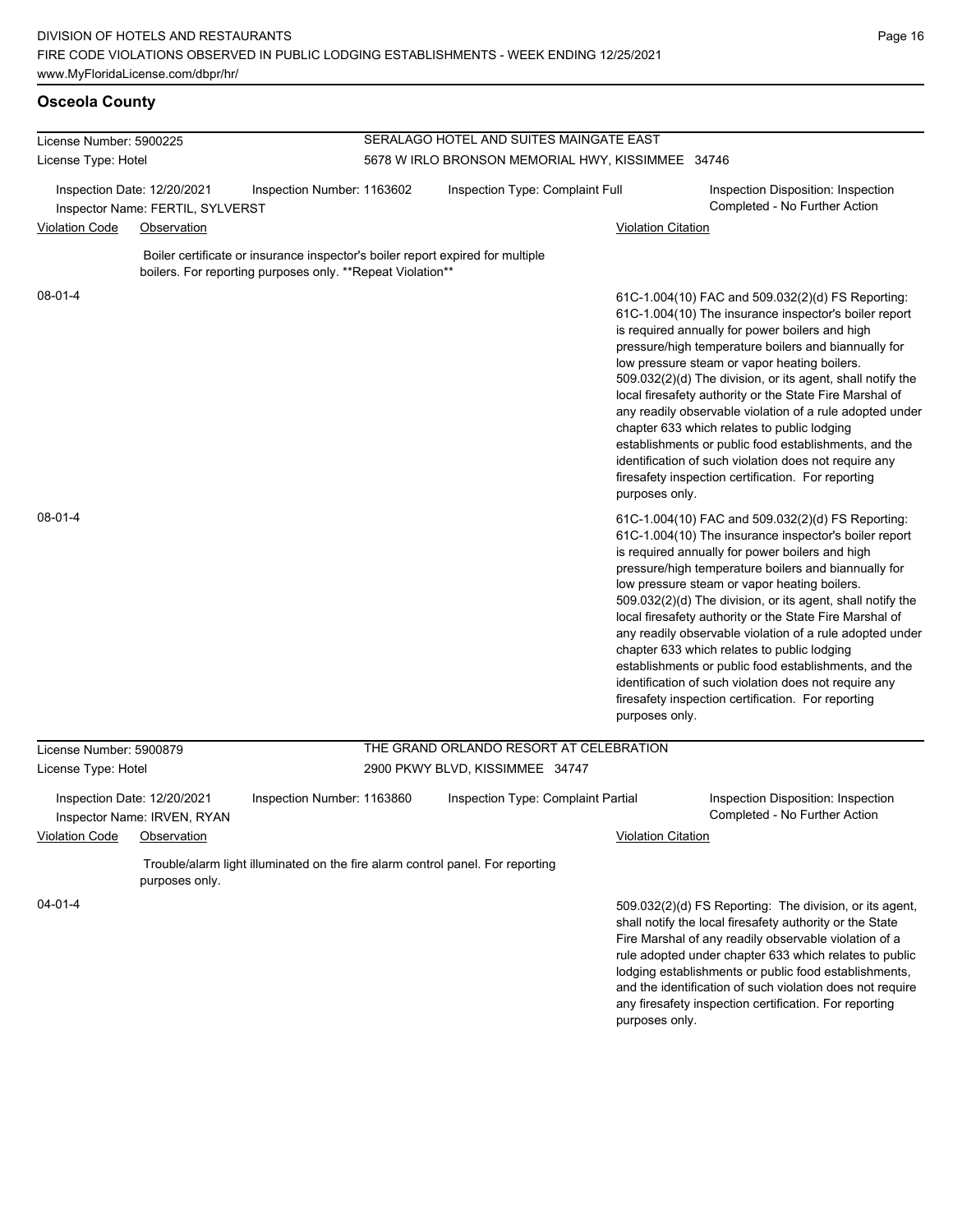## Osceola County

**License Number:** 5900225
**License Type:** Hotel

**SERALAGO HOTEL AND SUITES MAINGATE EAST**
5678 W IRLO BRONSON MEMORIAL HWY, KISSIMMEE 34746

**Inspection Date:** 12/20/2021 **Inspection Number:** 1163602 **Inspection Type:** Complaint Full **Inspection Disposition:** Inspection Completed - No Further Action
**Inspector Name:** FERTIL, SYLVERST

| Violation Code | Observation | Violation Citation |
|---|---|---|
| 08-01-4 | Boiler certificate or insurance inspector's boiler report expired for multiple boilers. For reporting purposes only. **Repeat Violation** | 61C-1.004(10) FAC and 509.032(2)(d) FS Reporting: 61C-1.004(10) The insurance inspector's boiler report is required annually for power boilers and high pressure/high temperature boilers and biannually for low pressure steam or vapor heating boilers. 509.032(2)(d) The division, or its agent, shall notify the local firesafety authority or the State Fire Marshal of any readily observable violation of a rule adopted under chapter 633 which relates to public lodging establishments or public food establishments, and the identification of such violation does not require any firesafety inspection certification. For reporting purposes only. |
| 08-01-4 | | 61C-1.004(10) FAC and 509.032(2)(d) FS Reporting: 61C-1.004(10) The insurance inspector's boiler report is required annually for power boilers and high pressure/high temperature boilers and biannually for low pressure steam or vapor heating boilers. 509.032(2)(d) The division, or its agent, shall notify the local firesafety authority or the State Fire Marshal of any readily observable violation of a rule adopted under chapter 633 which relates to public lodging establishments or public food establishments, and the identification of such violation does not require any firesafety inspection certification. For reporting purposes only. |

**License Number:** 5900879
**License Type:** Hotel

**THE GRAND ORLANDO RESORT AT CELEBRATION**
2900 PKWY BLVD, KISSIMMEE 34747

**Inspection Date:** 12/20/2021 **Inspection Number:** 1163860 **Inspection Type:** Complaint Partial **Inspection Disposition:** Inspection Completed - No Further Action
**Inspector Name:** IRVEN, RYAN

| Violation Code | Observation | Violation Citation |
|---|---|---|
| 04-01-4 | Trouble/alarm light illuminated on the fire alarm control panel. For reporting purposes only. | 509.032(2)(d) FS Reporting: The division, or its agent, shall notify the local firesafety authority or the State Fire Marshal of any readily observable violation of a rule adopted under chapter 633 which relates to public lodging establishments or public food establishments, and the identification of such violation does not require any firesafety inspection certification. For reporting purposes only. |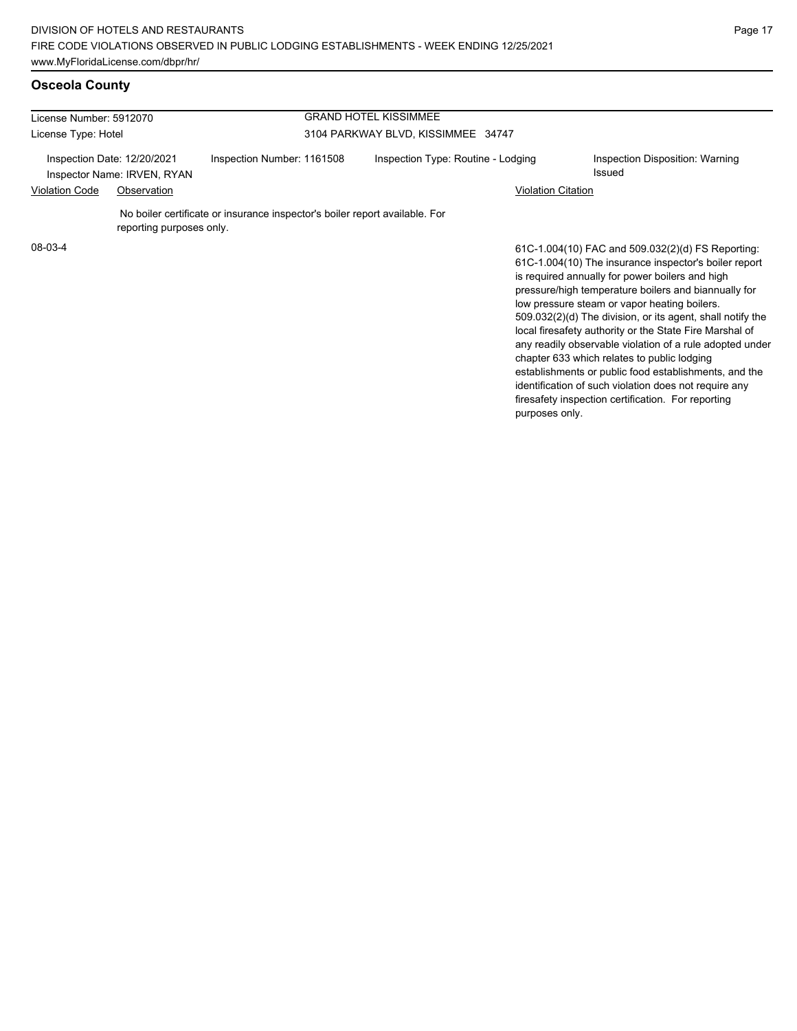## Osceola County

License Number: 5912070
License Type: Hotel

GRAND HOTEL KISSIMMEE
3104 PARKWAY BLVD, KISSIMMEE 34747

Inspection Date: 12/20/2021
Inspector Name: IRVEN, RYAN
Inspection Number: 1161508
Inspection Type: Routine - Lodging
Inspection Disposition: Warning Issued

| Violation Code | Observation | Violation Citation |
|---|---|---|
| 08-03-4 | No boiler certificate or insurance inspector's boiler report available. For reporting purposes only. | 61C-1.004(10) FAC and 509.032(2)(d) FS Reporting: 61C-1.004(10) The insurance inspector's boiler report is required annually for power boilers and high pressure/high temperature boilers and biannually for low pressure steam or vapor heating boilers. 509.032(2)(d) The division, or its agent, shall notify the local firesafety authority or the State Fire Marshal of any readily observable violation of a rule adopted under chapter 633 which relates to public lodging establishments or public food establishments, and the identification of such violation does not require any firesafety inspection certification. For reporting purposes only. |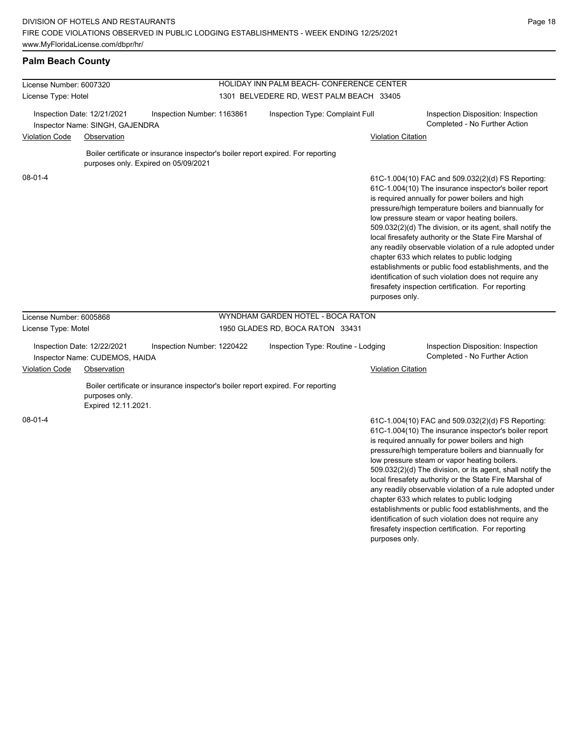## Palm Beach County

**License Number:** 6007320
**License Type:** Hotel

**HOLIDAY INN PALM BEACH- CONFERENCE CENTER**
1301 BELVEDERE RD, WEST PALM BEACH 33405

Inspection Date: 12/21/2021 | Inspection Number: 1163861 | Inspection Type: Complaint Full | Inspection Disposition: Inspection Completed - No Further Action

Inspector Name: SINGH, GAJENDRA

| Violation Code | Observation | Violation Citation |
| --- | --- | --- |
| 08-01-4 | Boiler certificate or insurance inspector's boiler report expired. For reporting purposes only. Expired on 05/09/2021 | 61C-1.004(10) FAC and 509.032(2)(d) FS Reporting: 61C-1.004(10) The insurance inspector's boiler report is required annually for power boilers and high pressure/high temperature boilers and biannually for low pressure steam or vapor heating boilers. 509.032(2)(d) The division, or its agent, shall notify the local firesafety authority or the State Fire Marshal of any readily observable violation of a rule adopted under chapter 633 which relates to public lodging establishments or public food establishments, and the identification of such violation does not require any firesafety inspection certification. For reporting purposes only. |

**License Number:** 6005868
**License Type:** Motel

**WYNDHAM GARDEN HOTEL - BOCA RATON**
1950 GLADES RD, BOCA RATON 33431

Inspection Date: 12/22/2021 | Inspection Number: 1220422 | Inspection Type: Routine - Lodging | Inspection Disposition: Inspection Completed - No Further Action

Inspector Name: CUDEMOS, HAIDA

| Violation Code | Observation | Violation Citation |
| --- | --- | --- |
| 08-01-4 | Boiler certificate or insurance inspector's boiler report expired. For reporting purposes only. Expired 12.11.2021. | 61C-1.004(10) FAC and 509.032(2)(d) FS Reporting: 61C-1.004(10) The insurance inspector's boiler report is required annually for power boilers and high pressure/high temperature boilers and biannually for low pressure steam or vapor heating boilers. 509.032(2)(d) The division, or its agent, shall notify the local firesafety authority or the State Fire Marshal of any readily observable violation of a rule adopted under chapter 633 which relates to public lodging establishments or public food establishments, and the identification of such violation does not require any firesafety inspection certification. For reporting purposes only. |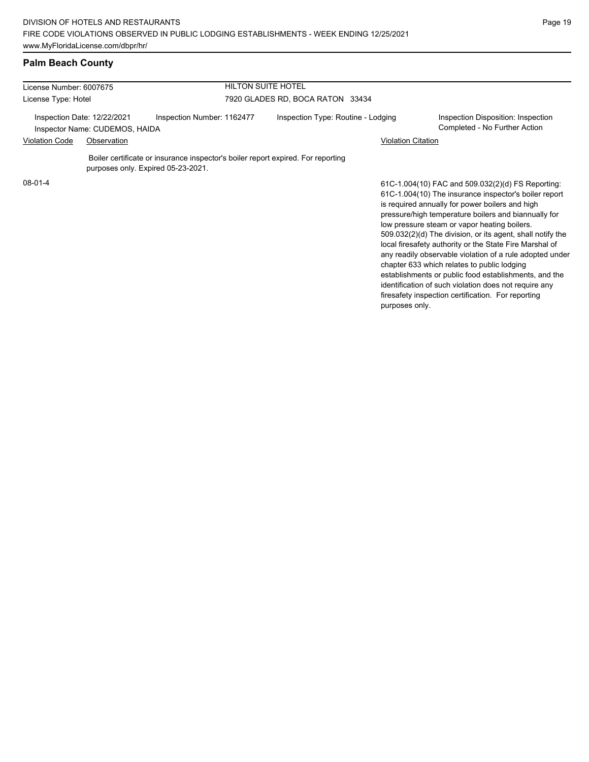## Palm Beach County

License Number: 6007675
License Type: Hotel

HILTON SUITE HOTEL
7920 GLADES RD, BOCA RATON 33434

Inspection Date: 12/22/2021
Inspection Number: 1162477
Inspection Type: Routine - Lodging
Inspection Disposition: Inspection Completed - No Further Action
Inspector Name: CUDEMOS, HAIDA

| Violation Code | Observation | Violation Citation |
| --- | --- | --- |
| 08-01-4 | Boiler certificate or insurance inspector's boiler report expired. For reporting purposes only. Expired 05-23-2021. | 61C-1.004(10) FAC and 509.032(2)(d) FS Reporting: 61C-1.004(10) The insurance inspector's boiler report is required annually for power boilers and high pressure/high temperature boilers and biannually for low pressure steam or vapor heating boilers. 509.032(2)(d) The division, or its agent, shall notify the local firesafety authority or the State Fire Marshal of any readily observable violation of a rule adopted under chapter 633 which relates to public lodging establishments or public food establishments, and the identification of such violation does not require any firesafety inspection certification. For reporting purposes only. |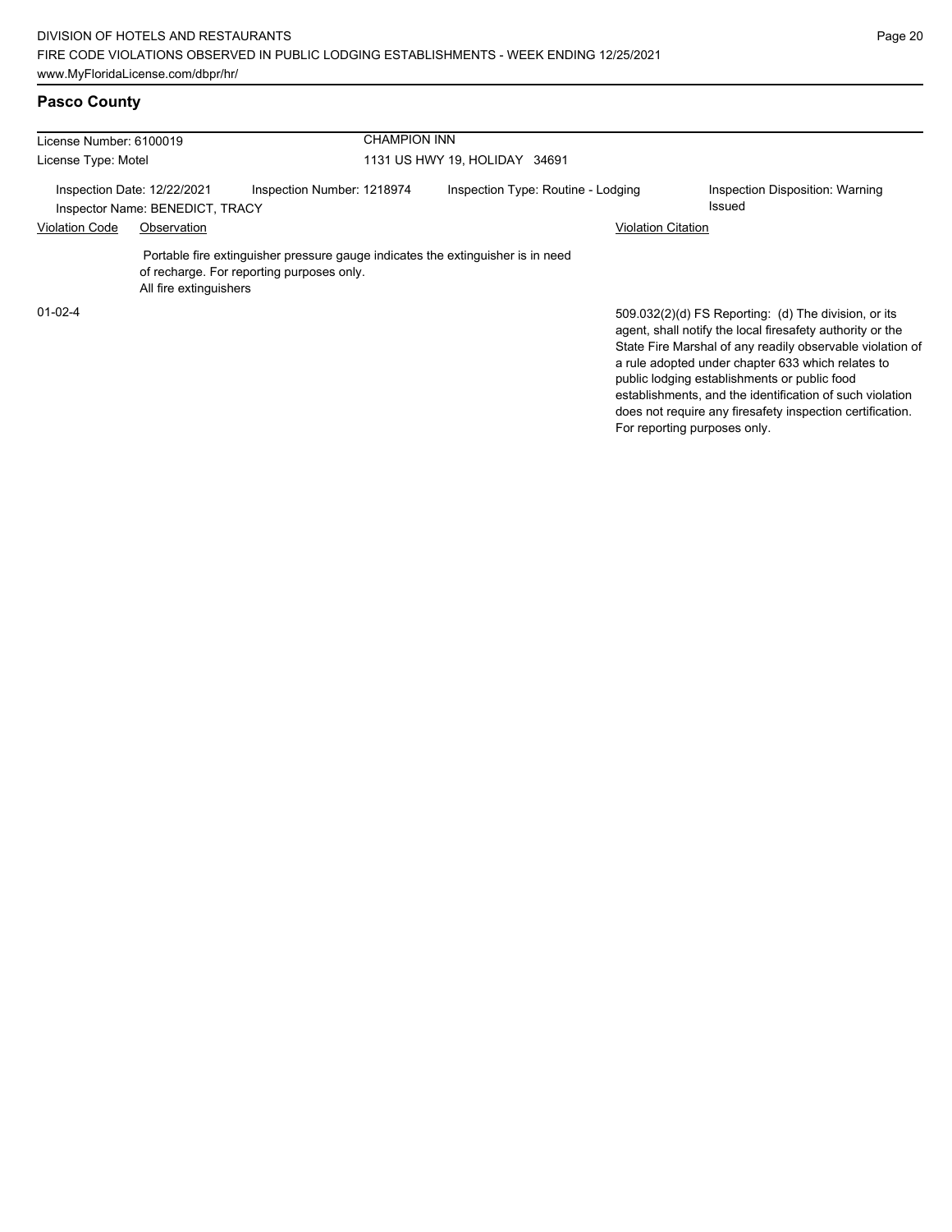## Pasco County

| License Number: 6100019 | | CHAMPION INN | |
|---|---|---|---|
| License Type: Motel | | 1131 US HWY 19, HOLIDAY 34691 | |
| Inspection Date: 12/22/2021 | Inspection Number: 1218974 | Inspection Type: Routine - Lodging | Inspection Disposition: Warning Issued |
| Inspector Name: BENEDICT, TRACY | | | |

| Violation Code | Observation | Violation Citation |
|---|---|---|
| 01-02-4 | Portable fire extinguisher pressure gauge indicates the extinguisher is in need of recharge. For reporting purposes only. All fire extinguishers | 509.032(2)(d) FS Reporting: (d) The division, or its agent, shall notify the local firesafety authority or the State Fire Marshal of any readily observable violation of a rule adopted under chapter 633 which relates to public lodging establishments or public food establishments, and the identification of such violation does not require any firesafety inspection certification. For reporting purposes only. |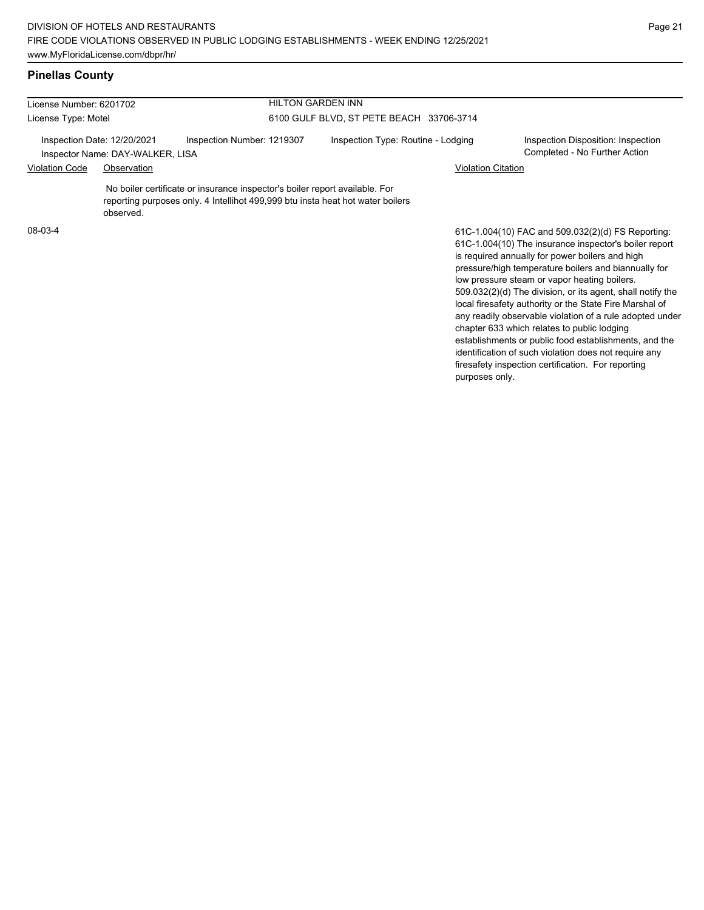## Pinellas County

License Number: 6201702
License Type: Motel

HILTON GARDEN INN
6100 GULF BLVD, ST PETE BEACH 33706-3714

Inspection Date: 12/20/2021
Inspector Name: DAY-WALKER, LISA
Inspection Number: 1219307
Inspection Type: Routine - Lodging
Inspection Disposition: Inspection Completed - No Further Action

| Violation Code | Observation | Violation Citation |
| --- | --- | --- |
| 08-03-4 | No boiler certificate or insurance inspector's boiler report available. For reporting purposes only. 4 Intellihot 499,999 btu insta heat hot water boilers observed. | 61C-1.004(10) FAC and 509.032(2)(d) FS Reporting: 61C-1.004(10) The insurance inspector's boiler report is required annually for power boilers and high pressure/high temperature boilers and biannually for low pressure steam or vapor heating boilers. 509.032(2)(d) The division, or its agent, shall notify the local firesafety authority or the State Fire Marshal of any readily observable violation of a rule adopted under chapter 633 which relates to public lodging establishments or public food establishments, and the identification of such violation does not require any firesafety inspection certification. For reporting purposes only. |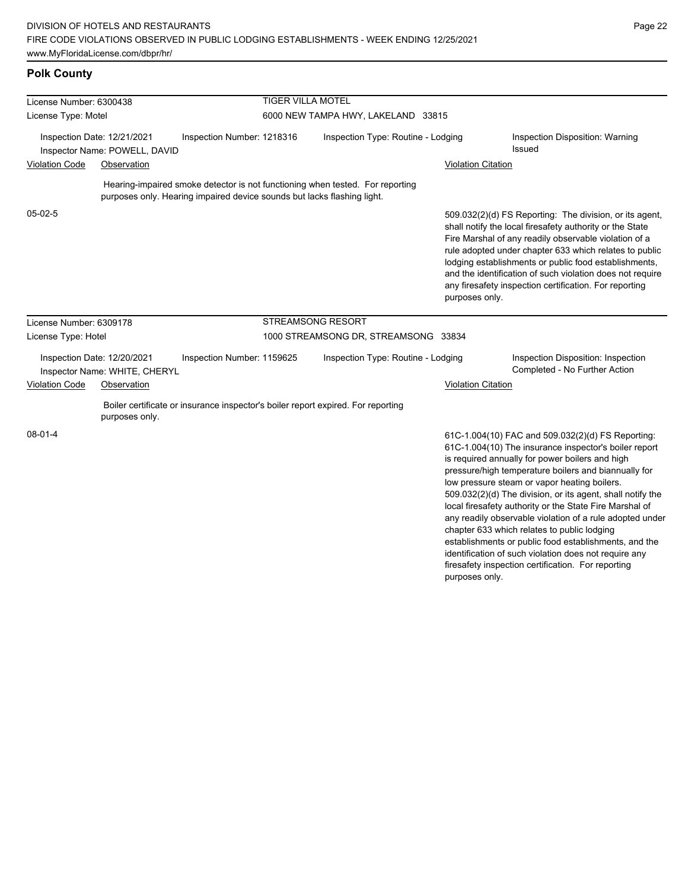## Polk County

**License Number:** 6300438
**License Type:** Motel

**TIGER VILLA MOTEL**
6000 NEW TAMPA HWY, LAKELAND 33815

Inspection Date: 12/21/2021
Inspector Name: POWELL, DAVID
Inspection Number: 1218316
Inspection Type: Routine - Lodging
Inspection Disposition: Warning Issued

| Violation Code | Observation | Violation Citation |
| --- | --- | --- |
| 05-02-5 | Hearing-impaired smoke detector is not functioning when tested. For reporting purposes only. Hearing impaired device sounds but lacks flashing light. | 509.032(2)(d) FS Reporting: The division, or its agent, shall notify the local firesafety authority or the State Fire Marshal of any readily observable violation of a rule adopted under chapter 633 which relates to public lodging establishments or public food establishments, and the identification of such violation does not require any firesafety inspection certification. For reporting purposes only. |

**License Number:** 6309178
**License Type:** Hotel

**STREAMSONG RESORT**
1000 STREAMSONG DR, STREAMSONG 33834

Inspection Date: 12/20/2021
Inspector Name: WHITE, CHERYL
Inspection Number: 1159625
Inspection Type: Routine - Lodging
Inspection Disposition: Inspection Completed - No Further Action

| Violation Code | Observation | Violation Citation |
| --- | --- | --- |
| 08-01-4 | Boiler certificate or insurance inspector's boiler report expired. For reporting purposes only. | 61C-1.004(10) FAC and 509.032(2)(d) FS Reporting: 61C-1.004(10) The insurance inspector's boiler report is required annually for power boilers and high pressure/high temperature boilers and biannually for low pressure steam or vapor heating boilers. 509.032(2)(d) The division, or its agent, shall notify the local firesafety authority or the State Fire Marshal of any readily observable violation of a rule adopted under chapter 633 which relates to public lodging establishments or public food establishments, and the identification of such violation does not require any firesafety inspection certification. For reporting purposes only. |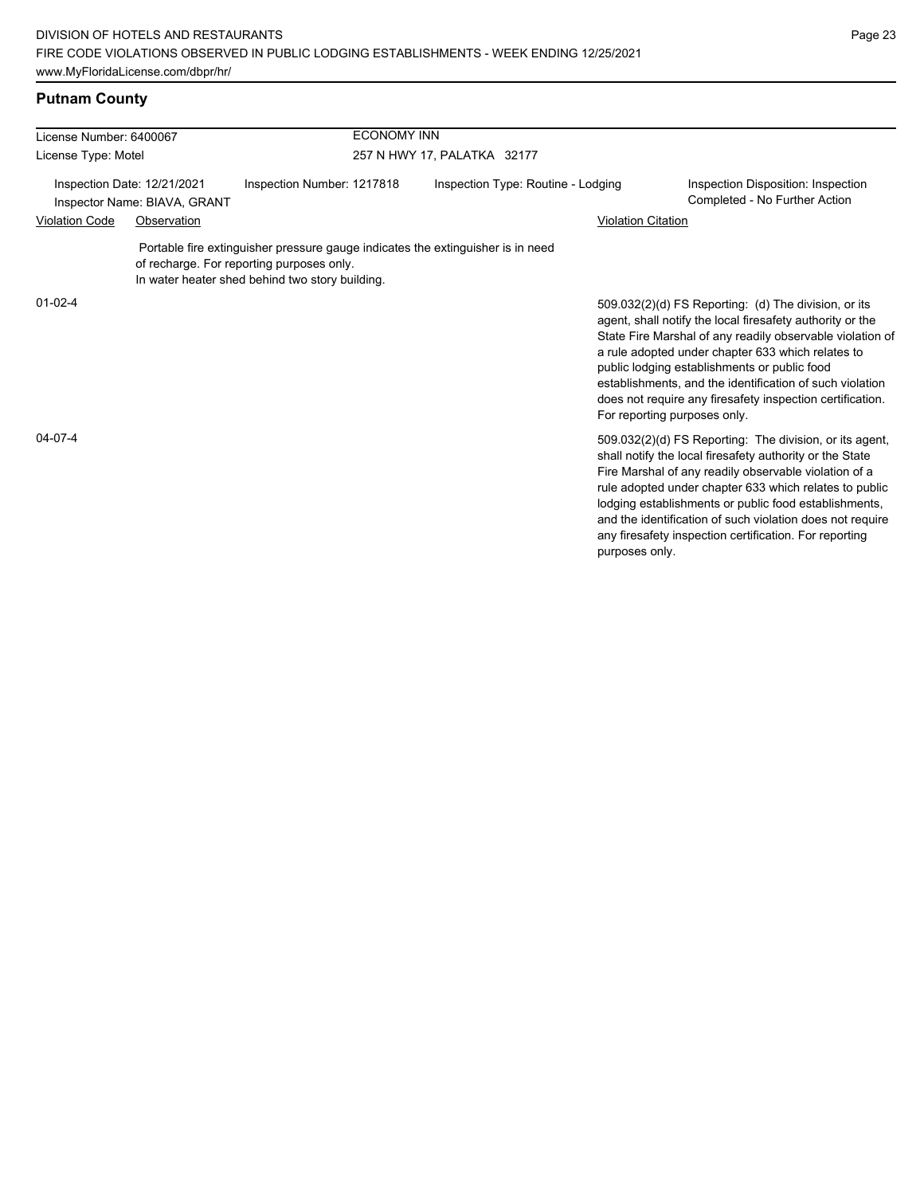## Putnam County

License Number: 6400067
License Type: Motel

ECONOMY INN
257 N HWY 17, PALATKA 32177

Inspection Date: 12/21/2021
Inspector Name: BIAVA, GRANT

Inspection Number: 1217818

Inspection Type: Routine - Lodging

Inspection Disposition: Inspection Completed - No Further Action

| Violation Code | Observation | Violation Citation |
| --- | --- | --- |
| 01-02-4 | Portable fire extinguisher pressure gauge indicates the extinguisher is in need of recharge. For reporting purposes only. In water heater shed behind two story building. | 509.032(2)(d) FS Reporting: (d) The division, or its agent, shall notify the local firesafety authority or the State Fire Marshal of any readily observable violation of a rule adopted under chapter 633 which relates to public lodging establishments or public food establishments, and the identification of such violation does not require any firesafety inspection certification. For reporting purposes only. |
| 04-07-4 | | 509.032(2)(d) FS Reporting: The division, or its agent, shall notify the local firesafety authority or the State Fire Marshal of any readily observable violation of a rule adopted under chapter 633 which relates to public lodging establishments or public food establishments, and the identification of such violation does not require any firesafety inspection certification. For reporting purposes only. |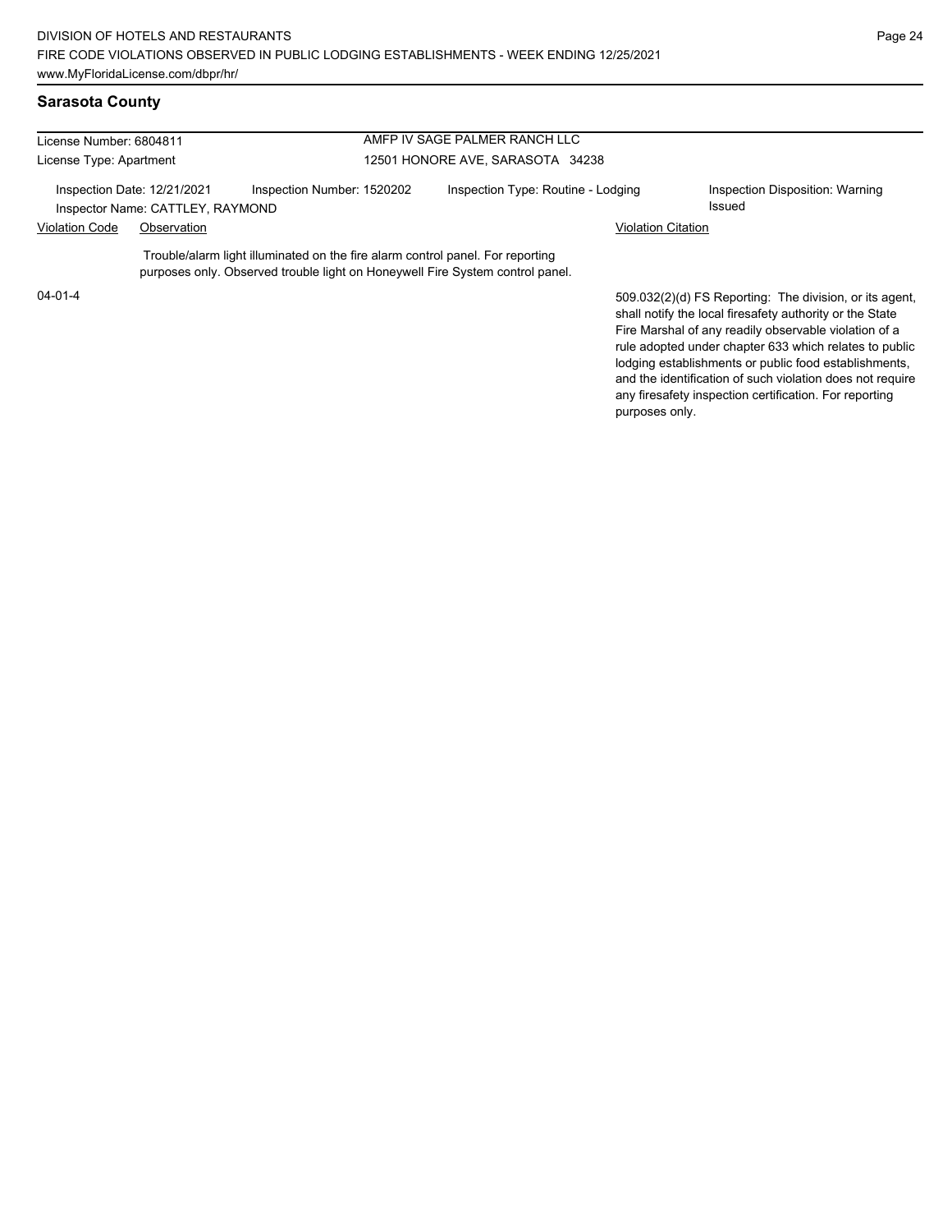## Sarasota County

License Number: 6804811
License Type: Apartment

AMFP IV SAGE PALMER RANCH LLC
12501 HONORE AVE, SARASOTA 34238

Inspection Date: 12/21/2021
Inspector Name: CATTLEY, RAYMOND
Inspection Number: 1520202
Inspection Type: Routine - Lodging
Inspection Disposition: Warning Issued

| Violation Code | Observation | Violation Citation |
|---|---|---|
| | Trouble/alarm light illuminated on the fire alarm control panel. For reporting purposes only. Observed trouble light on Honeywell Fire System control panel. | |
| 04-01-4 | | 509.032(2)(d) FS Reporting: The division, or its agent, shall notify the local firesafety authority or the State Fire Marshal of any readily observable violation of a rule adopted under chapter 633 which relates to public lodging establishments or public food establishments, and the identification of such violation does not require any firesafety inspection certification. For reporting purposes only. |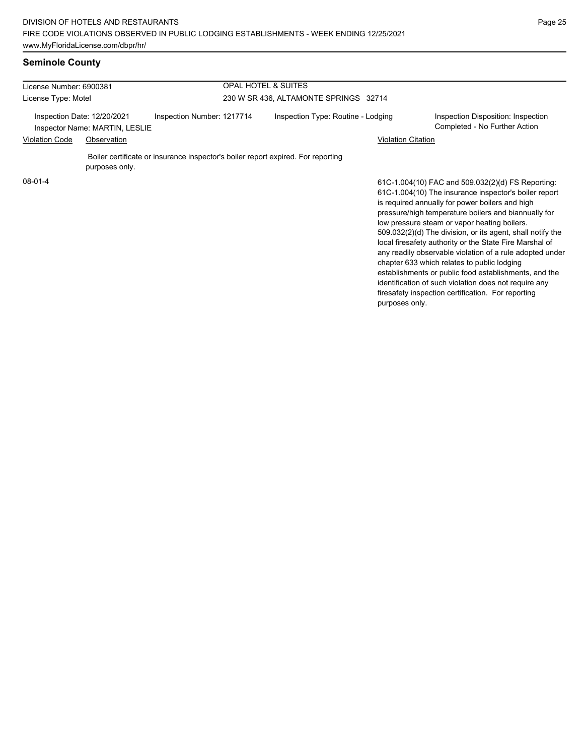## Seminole County

| License Number: 6900381 | OPAL HOTEL & SUITES |
|---|---|
| License Type: Motel | 230 W SR 436, ALTAMONTE SPRINGS 32714 |

Inspection Date: 12/20/2021
Inspector Name: MARTIN, LESLIE
Inspection Number: 1217714
Inspection Type: Routine - Lodging
Inspection Disposition: Inspection Completed - No Further Action

| Violation Code | Observation | Violation Citation |
|---|---|---|
| 08-01-4 | Boiler certificate or insurance inspector's boiler report expired. For reporting purposes only. | 61C-1.004(10) FAC and 509.032(2)(d) FS Reporting: 61C-1.004(10) The insurance inspector's boiler report is required annually for power boilers and high pressure/high temperature boilers and biannually for low pressure steam or vapor heating boilers. 509.032(2)(d) The division, or its agent, shall notify the local firesafety authority or the State Fire Marshal of any readily observable violation of a rule adopted under chapter 633 which relates to public lodging establishments or public food establishments, and the identification of such violation does not require any firesafety inspection certification. For reporting purposes only. |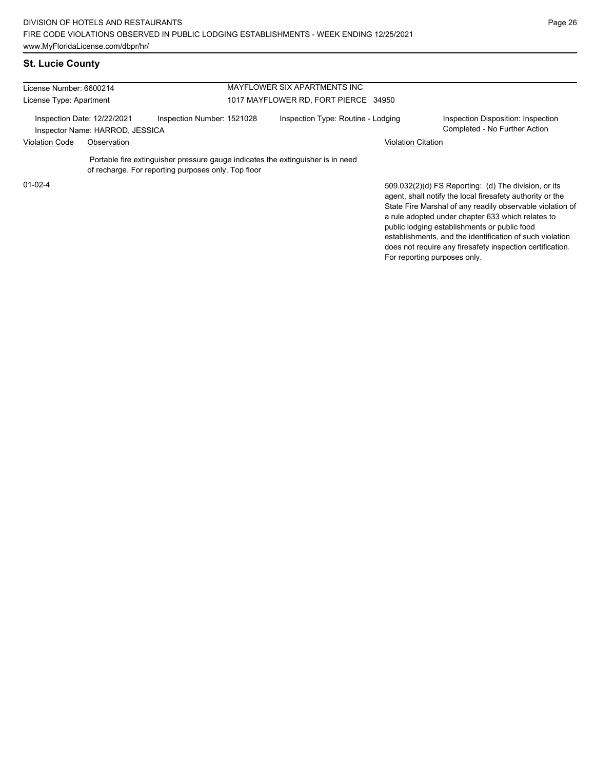## St. Lucie County

License Number: 6600214
License Type: Apartment

MAYFLOWER SIX APARTMENTS INC
1017 MAYFLOWER RD, FORT PIERCE 34950

Inspection Date: 12/22/2021
Inspection Number: 1521028
Inspection Type: Routine - Lodging
Inspection Disposition: Inspection Completed - No Further Action
Inspector Name: HARROD, JESSICA

| Violation Code | Observation | Violation Citation |
| --- | --- | --- |
| 01-02-4 | Portable fire extinguisher pressure gauge indicates the extinguisher is in need of recharge. For reporting purposes only. Top floor | 509.032(2)(d) FS Reporting: (d) The division, or its agent, shall notify the local firesafety authority or the State Fire Marshal of any readily observable violation of a rule adopted under chapter 633 which relates to public lodging establishments or public food establishments, and the identification of such violation does not require any firesafety inspection certification. For reporting purposes only. |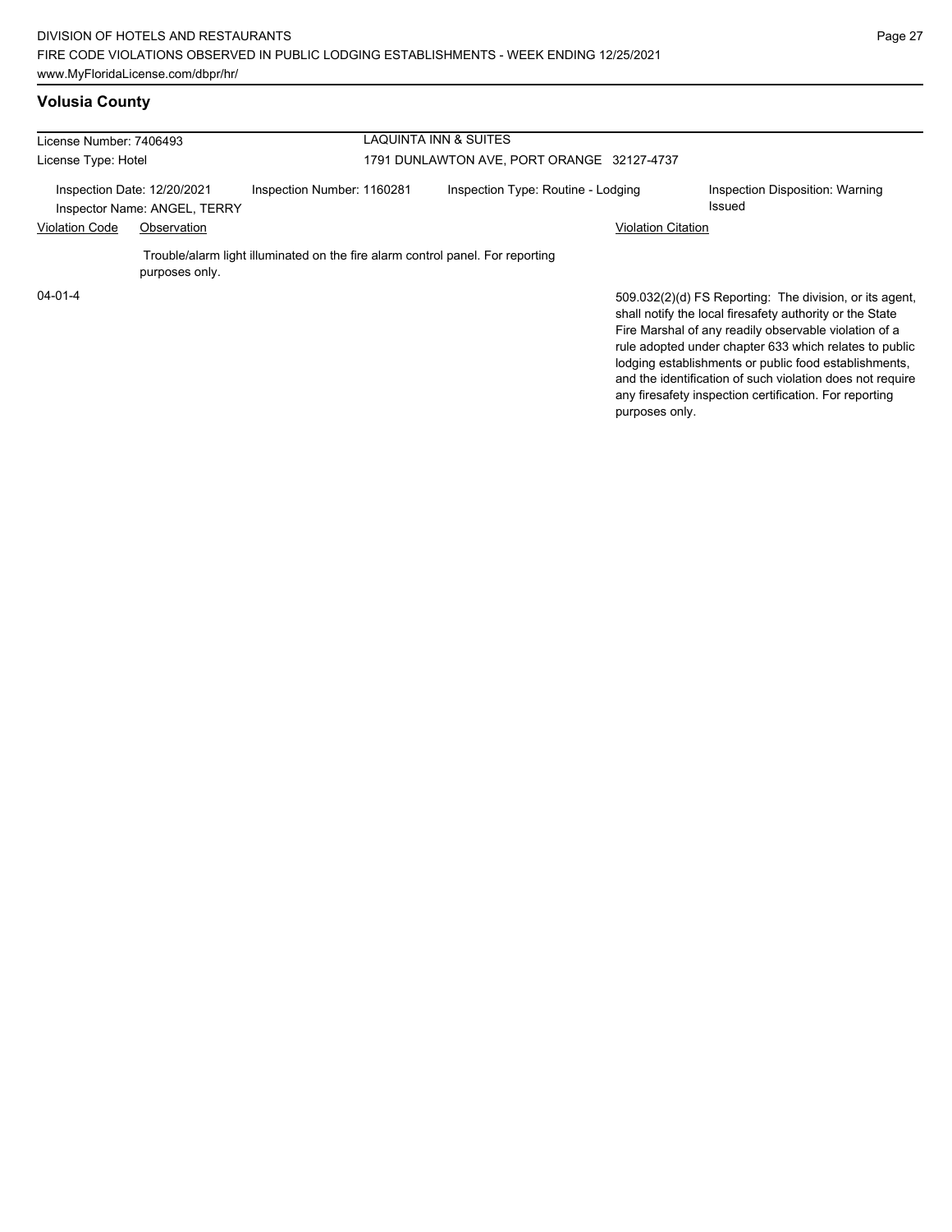## Volusia County

License Number: 7406493

License Type: Hotel

LAQUINTA INN & SUITES

1791 DUNLAWTON AVE, PORT ORANGE 32127-4737

Inspection Date: 12/20/2021

Inspector Name: ANGEL, TERRY

Inspection Number: 1160281

Inspection Type: Routine - Lodging

Inspection Disposition: Warning Issued

| Violation Code | Observation | Violation Citation |
|---|---|---|
| 04-01-4 | Trouble/alarm light illuminated on the fire alarm control panel. For reporting purposes only. | 509.032(2)(d) FS Reporting: The division, or its agent, shall notify the local firesafety authority or the State Fire Marshal of any readily observable violation of a rule adopted under chapter 633 which relates to public lodging establishments or public food establishments, and the identification of such violation does not require any firesafety inspection certification. For reporting purposes only. |